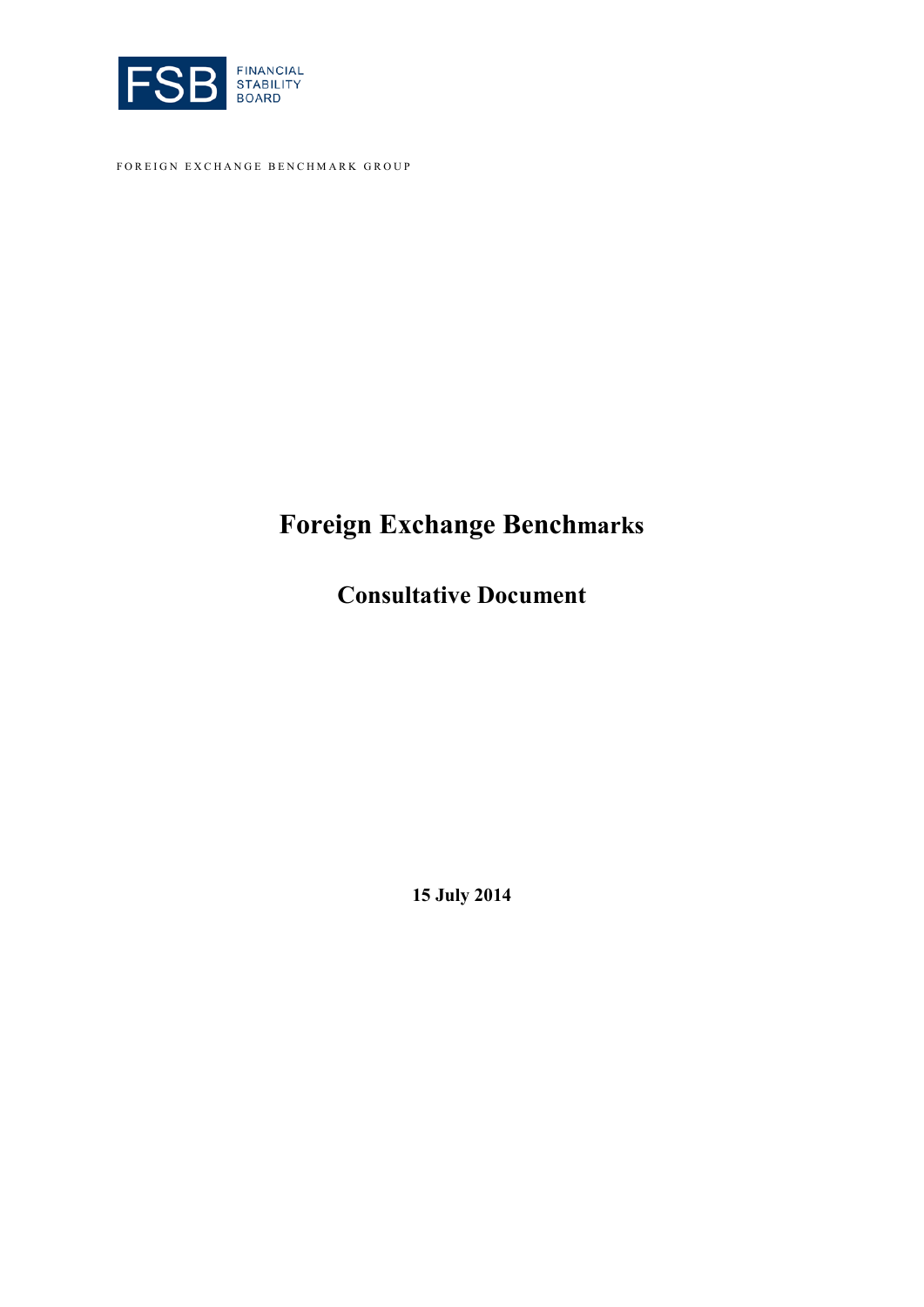FSB FINANCIAL STABILITY BOARD

FOREIGN EXCHANGE BENCHMARK GROUP

# Foreign Exchange Benchmarks

## Consultative Document

**15 July 2014**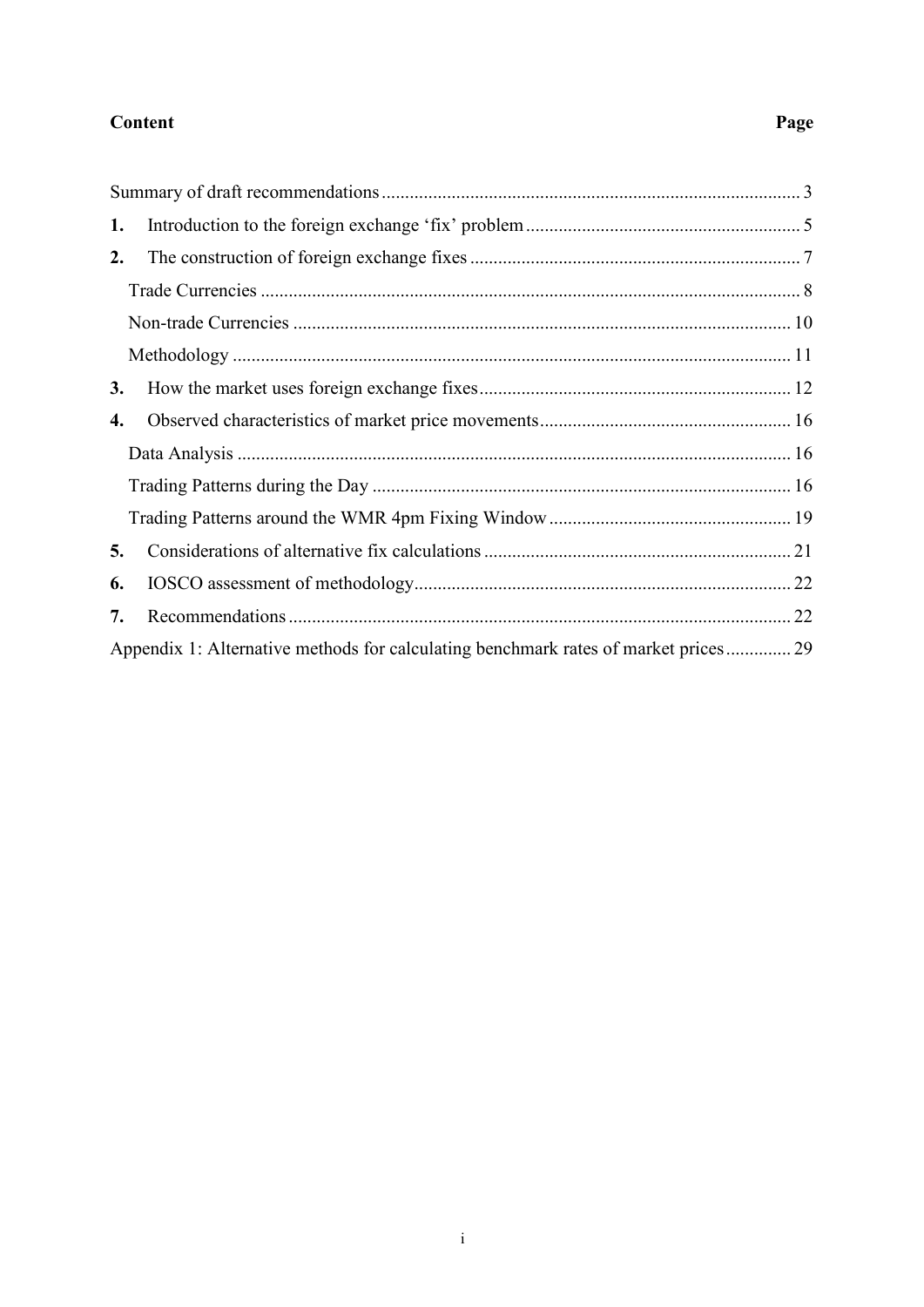**Content** **Page**

| | |
|---|---|
| Summary of draft recommendations | 3 |
| **1.** Introduction to the foreign exchange 'fix' problem | 5 |
| **2.** The construction of foreign exchange fixes | 7 |
| Trade Currencies | 8 |
| Non-trade Currencies | 10 |
| Methodology | 11 |
| **3.** How the market uses foreign exchange fixes | 12 |
| **4.** Observed characteristics of market price movements | 16 |
| Data Analysis | 16 |
| Trading Patterns during the Day | 16 |
| Trading Patterns around the WMR 4pm Fixing Window | 19 |
| **5.** Considerations of alternative fix calculations | 21 |
| **6.** IOSCO assessment of methodology | 22 |
| **7.** Recommendations | 22 |
| Appendix 1: Alternative methods for calculating benchmark rates of market prices | 29 |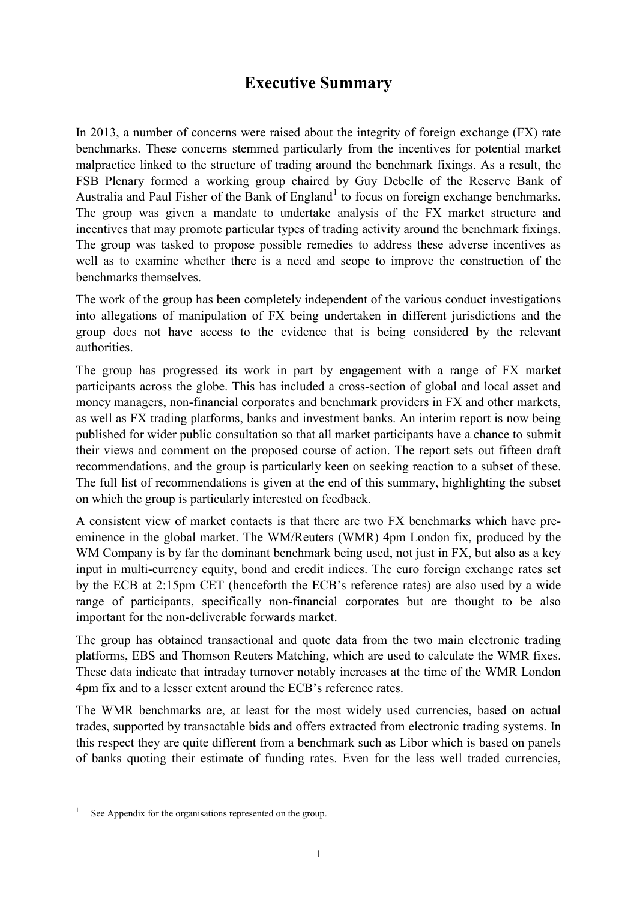# Executive Summary

In 2013, a number of concerns were raised about the integrity of foreign exchange (FX) rate benchmarks. These concerns stemmed particularly from the incentives for potential market malpractice linked to the structure of trading around the benchmark fixings. As a result, the FSB Plenary formed a working group chaired by Guy Debelle of the Reserve Bank of Australia and Paul Fisher of the Bank of England[1] to focus on foreign exchange benchmarks. The group was given a mandate to undertake analysis of the FX market structure and incentives that may promote particular types of trading activity around the benchmark fixings. The group was tasked to propose possible remedies to address these adverse incentives as well as to examine whether there is a need and scope to improve the construction of the benchmarks themselves.

The work of the group has been completely independent of the various conduct investigations into allegations of manipulation of FX being undertaken in different jurisdictions and the group does not have access to the evidence that is being considered by the relevant authorities.

The group has progressed its work in part by engagement with a range of FX market participants across the globe. This has included a cross-section of global and local asset and money managers, non-financial corporates and benchmark providers in FX and other markets, as well as FX trading platforms, banks and investment banks. An interim report is now being published for wider public consultation so that all market participants have a chance to submit their views and comment on the proposed course of action. The report sets out fifteen draft recommendations, and the group is particularly keen on seeking reaction to a subset of these. The full list of recommendations is given at the end of this summary, highlighting the subset on which the group is particularly interested on feedback.

A consistent view of market contacts is that there are two FX benchmarks which have pre-eminence in the global market. The WM/Reuters (WMR) 4pm London fix, produced by the WM Company is by far the dominant benchmark being used, not just in FX, but also as a key input in multi-currency equity, bond and credit indices. The euro foreign exchange rates set by the ECB at 2:15pm CET (henceforth the ECB's reference rates) are also used by a wide range of participants, specifically non-financial corporates but are thought to be also important for the non-deliverable forwards market.

The group has obtained transactional and quote data from the two main electronic trading platforms, EBS and Thomson Reuters Matching, which are used to calculate the WMR fixes. These data indicate that intraday turnover notably increases at the time of the WMR London 4pm fix and to a lesser extent around the ECB's reference rates.

The WMR benchmarks are, at least for the most widely used currencies, based on actual trades, supported by transactable bids and offers extracted from electronic trading systems. In this respect they are quite different from a benchmark such as Libor which is based on panels of banks quoting their estimate of funding rates. Even for the less well traded currencies,

[1] See Appendix for the organisations represented on the group.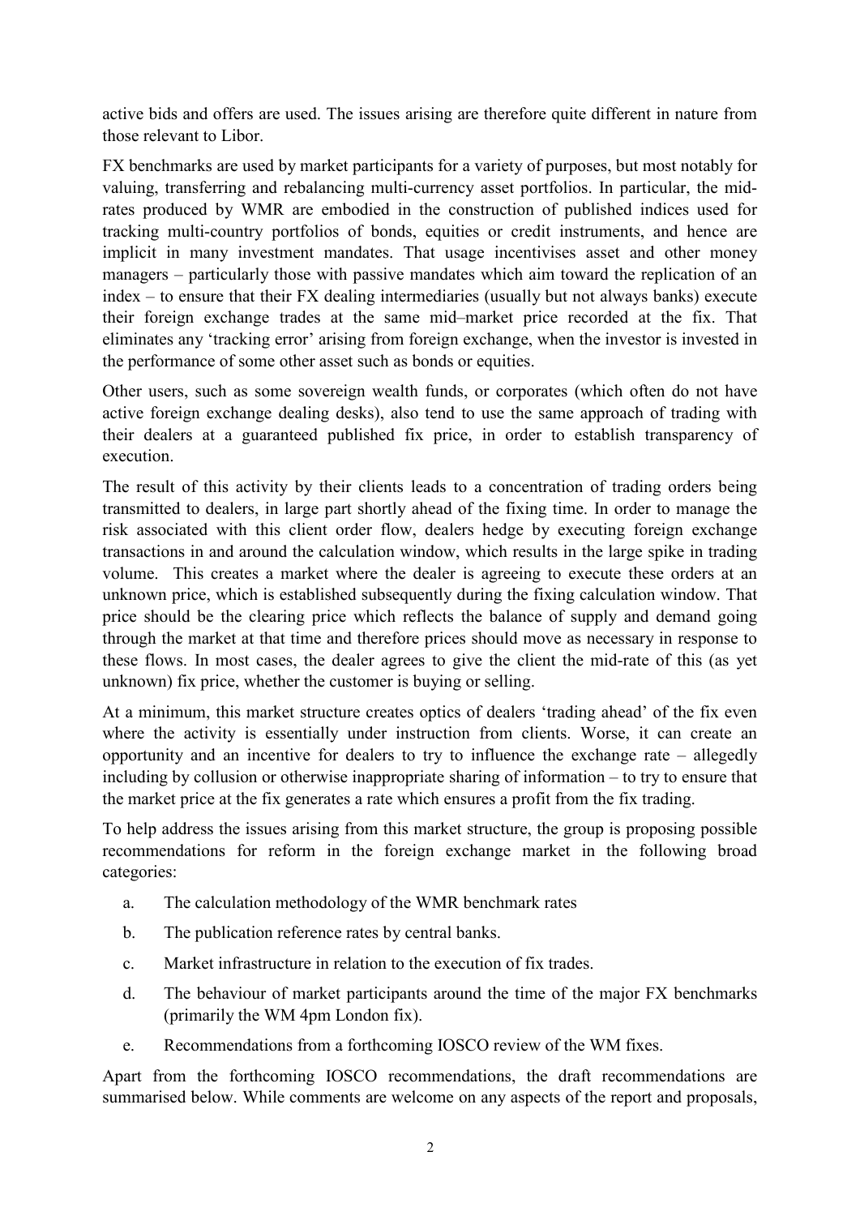active bids and offers are used. The issues arising are therefore quite different in nature from those relevant to Libor.

FX benchmarks are used by market participants for a variety of purposes, but most notably for valuing, transferring and rebalancing multi-currency asset portfolios. In particular, the mid-rates produced by WMR are embodied in the construction of published indices used for tracking multi-country portfolios of bonds, equities or credit instruments, and hence are implicit in many investment mandates. That usage incentivises asset and other money managers – particularly those with passive mandates which aim toward the replication of an index – to ensure that their FX dealing intermediaries (usually but not always banks) execute their foreign exchange trades at the same mid–market price recorded at the fix. That eliminates any 'tracking error' arising from foreign exchange, when the investor is invested in the performance of some other asset such as bonds or equities.

Other users, such as some sovereign wealth funds, or corporates (which often do not have active foreign exchange dealing desks), also tend to use the same approach of trading with their dealers at a guaranteed published fix price, in order to establish transparency of execution.

The result of this activity by their clients leads to a concentration of trading orders being transmitted to dealers, in large part shortly ahead of the fixing time. In order to manage the risk associated with this client order flow, dealers hedge by executing foreign exchange transactions in and around the calculation window, which results in the large spike in trading volume. This creates a market where the dealer is agreeing to execute these orders at an unknown price, which is established subsequently during the fixing calculation window. That price should be the clearing price which reflects the balance of supply and demand going through the market at that time and therefore prices should move as necessary in response to these flows. In most cases, the dealer agrees to give the client the mid-rate of this (as yet unknown) fix price, whether the customer is buying or selling.

At a minimum, this market structure creates optics of dealers 'trading ahead' of the fix even where the activity is essentially under instruction from clients. Worse, it can create an opportunity and an incentive for dealers to try to influence the exchange rate – allegedly including by collusion or otherwise inappropriate sharing of information – to try to ensure that the market price at the fix generates a rate which ensures a profit from the fix trading.

To help address the issues arising from this market structure, the group is proposing possible recommendations for reform in the foreign exchange market in the following broad categories:

a. The calculation methodology of the WMR benchmark rates

b. The publication reference rates by central banks.

c. Market infrastructure in relation to the execution of fix trades.

d. The behaviour of market participants around the time of the major FX benchmarks (primarily the WM 4pm London fix).

e. Recommendations from a forthcoming IOSCO review of the WM fixes.

Apart from the forthcoming IOSCO recommendations, the draft recommendations are summarised below. While comments are welcome on any aspects of the report and proposals,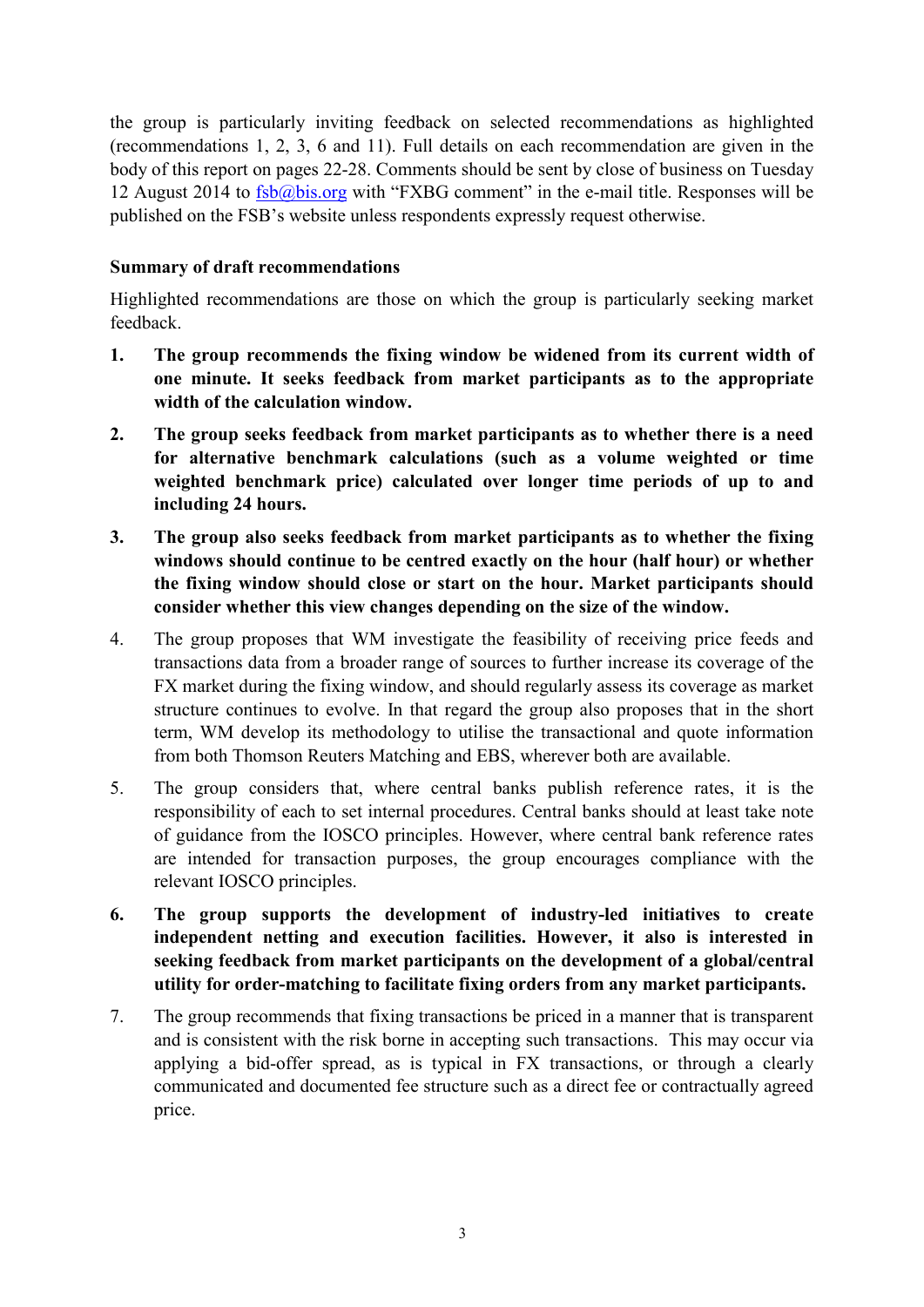the group is particularly inviting feedback on selected recommendations as highlighted (recommendations 1, 2, 3, 6 and 11). Full details on each recommendation are given in the body of this report on pages 22-28. Comments should be sent by close of business on Tuesday 12 August 2014 to fsb@bis.org with "FXBG comment" in the e-mail title. Responses will be published on the FSB's website unless respondents expressly request otherwise.

**Summary of draft recommendations**

Highlighted recommendations are those on which the group is particularly seeking market feedback.

1. **The group recommends the fixing window be widened from its current width of one minute. It seeks feedback from market participants as to the appropriate width of the calculation window.**

2. **The group seeks feedback from market participants as to whether there is a need for alternative benchmark calculations (such as a volume weighted or time weighted benchmark price) calculated over longer time periods of up to and including 24 hours.**

3. **The group also seeks feedback from market participants as to whether the fixing windows should continue to be centred exactly on the hour (half hour) or whether the fixing window should close or start on the hour. Market participants should consider whether this view changes depending on the size of the window.**

4. The group proposes that WM investigate the feasibility of receiving price feeds and transactions data from a broader range of sources to further increase its coverage of the FX market during the fixing window, and should regularly assess its coverage as market structure continues to evolve. In that regard the group also proposes that in the short term, WM develop its methodology to utilise the transactional and quote information from both Thomson Reuters Matching and EBS, wherever both are available.

5. The group considers that, where central banks publish reference rates, it is the responsibility of each to set internal procedures. Central banks should at least take note of guidance from the IOSCO principles. However, where central bank reference rates are intended for transaction purposes, the group encourages compliance with the relevant IOSCO principles.

6. **The group supports the development of industry-led initiatives to create independent netting and execution facilities. However, it also is interested in seeking feedback from market participants on the development of a global/central utility for order-matching to facilitate fixing orders from any market participants.**

7. The group recommends that fixing transactions be priced in a manner that is transparent and is consistent with the risk borne in accepting such transactions. This may occur via applying a bid-offer spread, as is typical in FX transactions, or through a clearly communicated and documented fee structure such as a direct fee or contractually agreed price.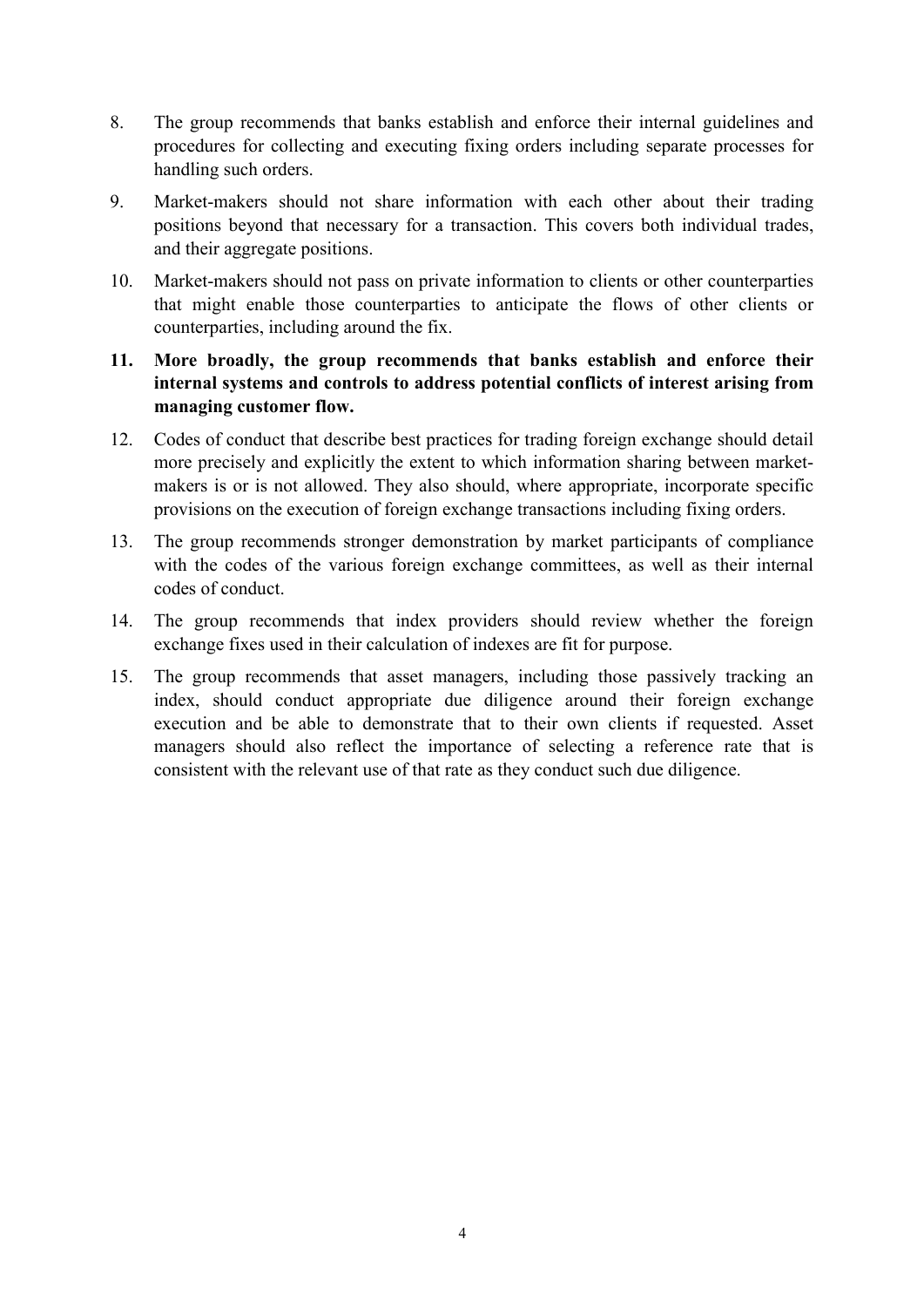8. The group recommends that banks establish and enforce their internal guidelines and procedures for collecting and executing fixing orders including separate processes for handling such orders.

9. Market-makers should not share information with each other about their trading positions beyond that necessary for a transaction. This covers both individual trades, and their aggregate positions.

10. Market-makers should not pass on private information to clients or other counterparties that might enable those counterparties to anticipate the flows of other clients or counterparties, including around the fix.

11. **More broadly, the group recommends that banks establish and enforce their internal systems and controls to address potential conflicts of interest arising from managing customer flow.**

12. Codes of conduct that describe best practices for trading foreign exchange should detail more precisely and explicitly the extent to which information sharing between market-makers is or is not allowed. They also should, where appropriate, incorporate specific provisions on the execution of foreign exchange transactions including fixing orders.

13. The group recommends stronger demonstration by market participants of compliance with the codes of the various foreign exchange committees, as well as their internal codes of conduct.

14. The group recommends that index providers should review whether the foreign exchange fixes used in their calculation of indexes are fit for purpose.

15. The group recommends that asset managers, including those passively tracking an index, should conduct appropriate due diligence around their foreign exchange execution and be able to demonstrate that to their own clients if requested. Asset managers should also reflect the importance of selecting a reference rate that is consistent with the relevant use of that rate as they conduct such due diligence.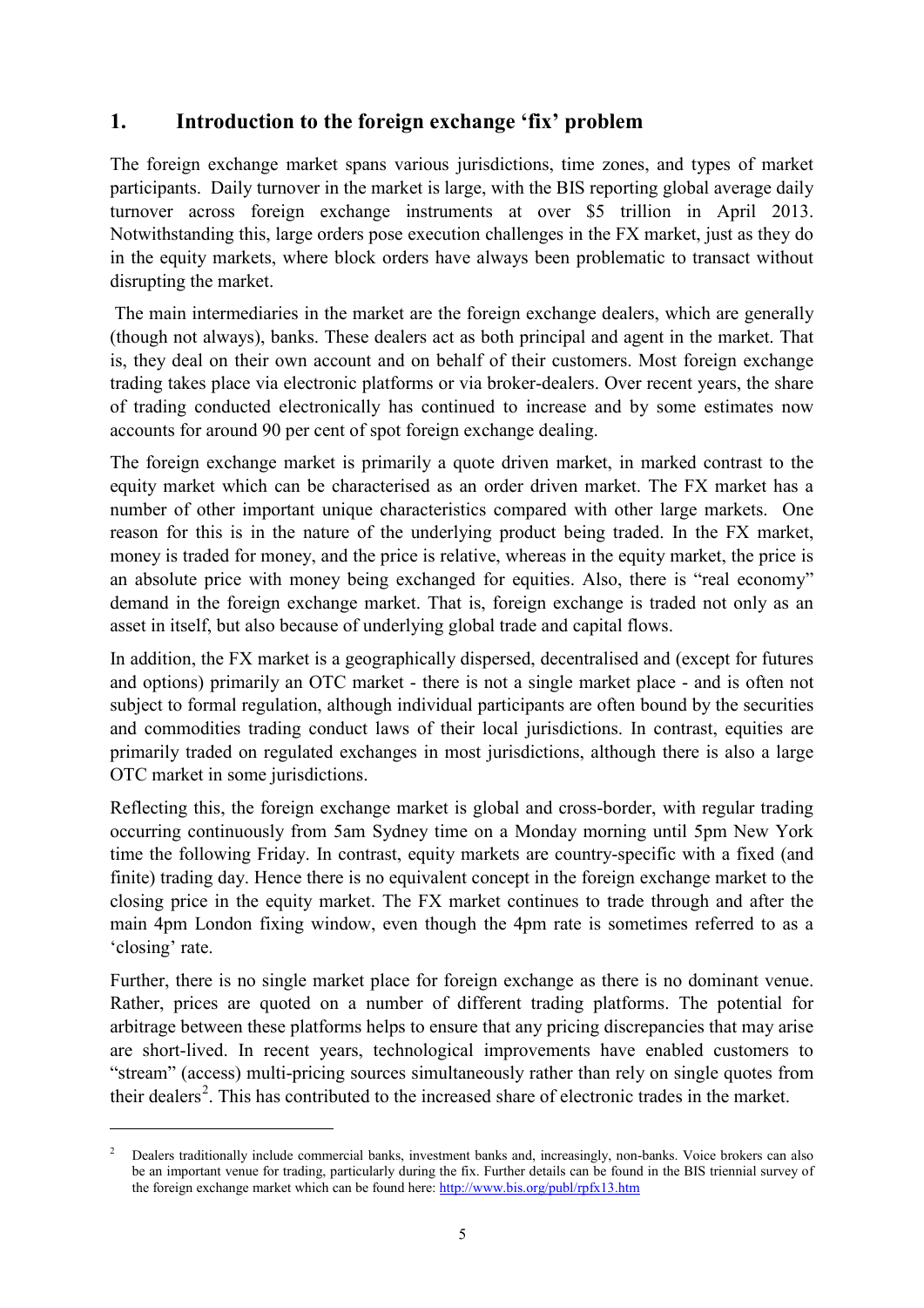## 1. Introduction to the foreign exchange 'fix' problem

The foreign exchange market spans various jurisdictions, time zones, and types of market participants. Daily turnover in the market is large, with the BIS reporting global average daily turnover across foreign exchange instruments at over $5 trillion in April 2013. Notwithstanding this, large orders pose execution challenges in the FX market, just as they do in the equity markets, where block orders have always been problematic to transact without disrupting the market.

The main intermediaries in the market are the foreign exchange dealers, which are generally (though not always), banks. These dealers act as both principal and agent in the market. That is, they deal on their own account and on behalf of their customers. Most foreign exchange trading takes place via electronic platforms or via broker-dealers. Over recent years, the share of trading conducted electronically has continued to increase and by some estimates now accounts for around 90 per cent of spot foreign exchange dealing.

The foreign exchange market is primarily a quote driven market, in marked contrast to the equity market which can be characterised as an order driven market. The FX market has a number of other important unique characteristics compared with other large markets. One reason for this is in the nature of the underlying product being traded. In the FX market, money is traded for money, and the price is relative, whereas in the equity market, the price is an absolute price with money being exchanged for equities. Also, there is "real economy" demand in the foreign exchange market. That is, foreign exchange is traded not only as an asset in itself, but also because of underlying global trade and capital flows.

In addition, the FX market is a geographically dispersed, decentralised and (except for futures and options) primarily an OTC market - there is not a single market place - and is often not subject to formal regulation, although individual participants are often bound by the securities and commodities trading conduct laws of their local jurisdictions. In contrast, equities are primarily traded on regulated exchanges in most jurisdictions, although there is also a large OTC market in some jurisdictions.

Reflecting this, the foreign exchange market is global and cross-border, with regular trading occurring continuously from 5am Sydney time on a Monday morning until 5pm New York time the following Friday. In contrast, equity markets are country-specific with a fixed (and finite) trading day. Hence there is no equivalent concept in the foreign exchange market to the closing price in the equity market. The FX market continues to trade through and after the main 4pm London fixing window, even though the 4pm rate is sometimes referred to as a 'closing' rate.

Further, there is no single market place for foreign exchange as there is no dominant venue. Rather, prices are quoted on a number of different trading platforms. The potential for arbitrage between these platforms helps to ensure that any pricing discrepancies that may arise are short-lived. In recent years, technological improvements have enabled customers to "stream" (access) multi-pricing sources simultaneously rather than rely on single quotes from their dealers[2]. This has contributed to the increased share of electronic trades in the market.

[2] Dealers traditionally include commercial banks, investment banks and, increasingly, non-banks. Voice brokers can also be an important venue for trading, particularly during the fix. Further details can be found in the BIS triennial survey of the foreign exchange market which can be found here: http://www.bis.org/publ/rpfx13.htm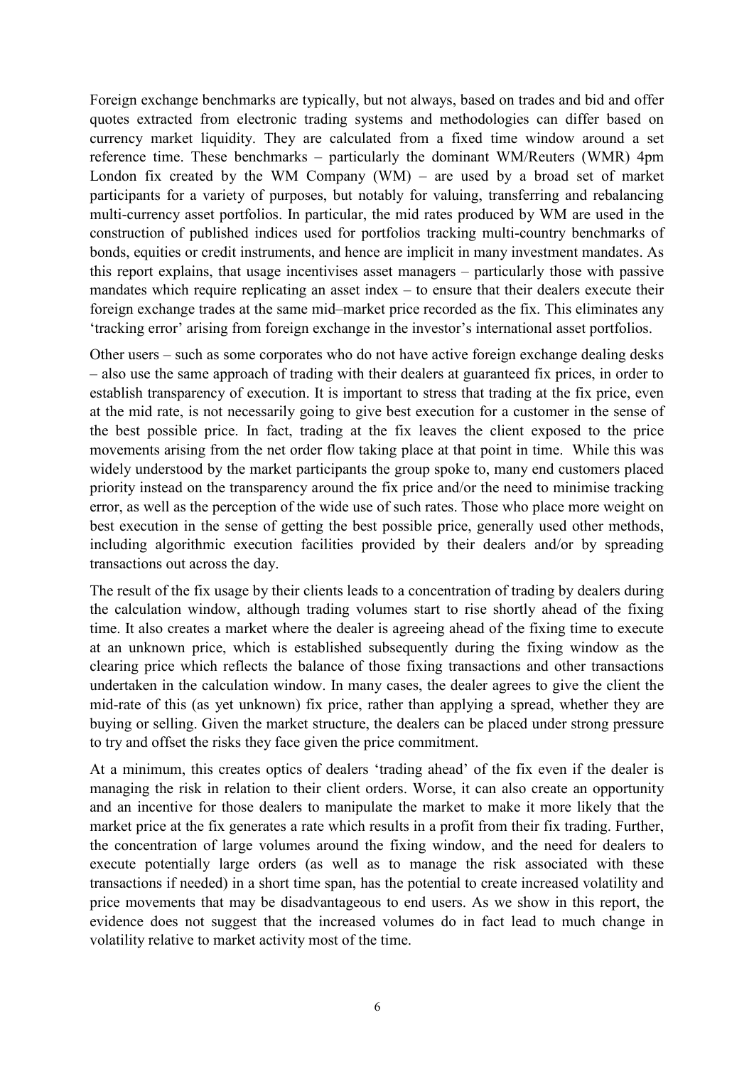Foreign exchange benchmarks are typically, but not always, based on trades and bid and offer quotes extracted from electronic trading systems and methodologies can differ based on currency market liquidity. They are calculated from a fixed time window around a set reference time. These benchmarks – particularly the dominant WM/Reuters (WMR) 4pm London fix created by the WM Company (WM) – are used by a broad set of market participants for a variety of purposes, but notably for valuing, transferring and rebalancing multi-currency asset portfolios. In particular, the mid rates produced by WM are used in the construction of published indices used for portfolios tracking multi-country benchmarks of bonds, equities or credit instruments, and hence are implicit in many investment mandates. As this report explains, that usage incentivises asset managers – particularly those with passive mandates which require replicating an asset index – to ensure that their dealers execute their foreign exchange trades at the same mid–market price recorded as the fix. This eliminates any 'tracking error' arising from foreign exchange in the investor's international asset portfolios.

Other users – such as some corporates who do not have active foreign exchange dealing desks – also use the same approach of trading with their dealers at guaranteed fix prices, in order to establish transparency of execution. It is important to stress that trading at the fix price, even at the mid rate, is not necessarily going to give best execution for a customer in the sense of the best possible price. In fact, trading at the fix leaves the client exposed to the price movements arising from the net order flow taking place at that point in time. While this was widely understood by the market participants the group spoke to, many end customers placed priority instead on the transparency around the fix price and/or the need to minimise tracking error, as well as the perception of the wide use of such rates. Those who place more weight on best execution in the sense of getting the best possible price, generally used other methods, including algorithmic execution facilities provided by their dealers and/or by spreading transactions out across the day.

The result of the fix usage by their clients leads to a concentration of trading by dealers during the calculation window, although trading volumes start to rise shortly ahead of the fixing time. It also creates a market where the dealer is agreeing ahead of the fixing time to execute at an unknown price, which is established subsequently during the fixing window as the clearing price which reflects the balance of those fixing transactions and other transactions undertaken in the calculation window. In many cases, the dealer agrees to give the client the mid-rate of this (as yet unknown) fix price, rather than applying a spread, whether they are buying or selling. Given the market structure, the dealers can be placed under strong pressure to try and offset the risks they face given the price commitment.

At a minimum, this creates optics of dealers 'trading ahead' of the fix even if the dealer is managing the risk in relation to their client orders. Worse, it can also create an opportunity and an incentive for those dealers to manipulate the market to make it more likely that the market price at the fix generates a rate which results in a profit from their fix trading. Further, the concentration of large volumes around the fixing window, and the need for dealers to execute potentially large orders (as well as to manage the risk associated with these transactions if needed) in a short time span, has the potential to create increased volatility and price movements that may be disadvantageous to end users. As we show in this report, the evidence does not suggest that the increased volumes do in fact lead to much change in volatility relative to market activity most of the time.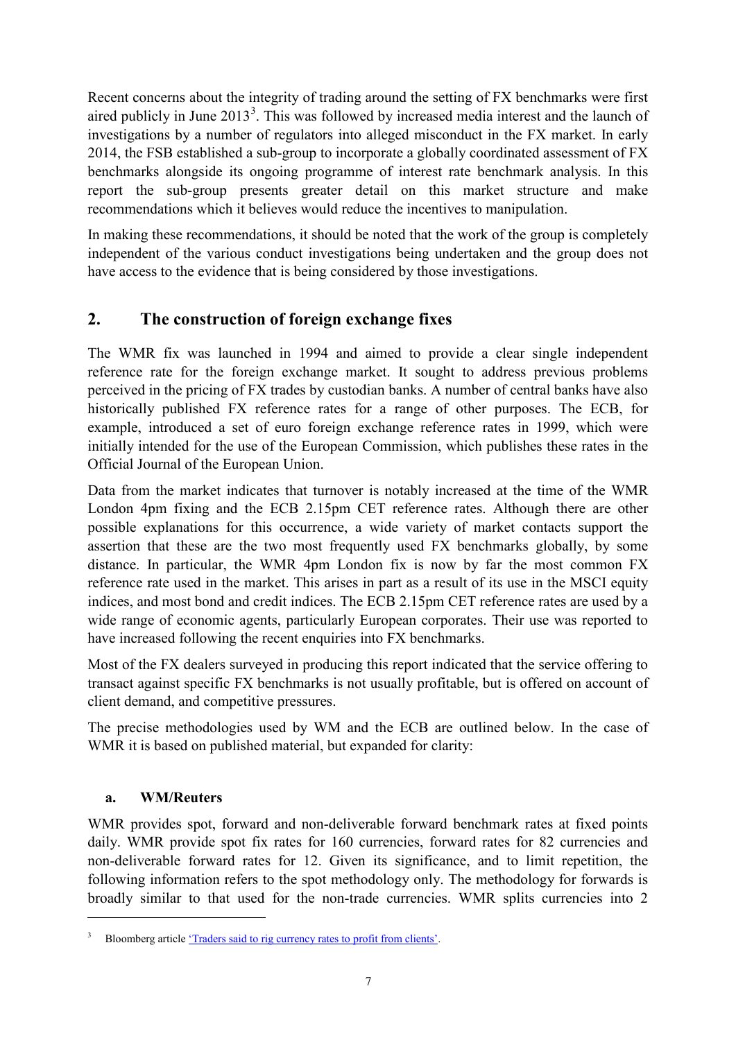Recent concerns about the integrity of trading around the setting of FX benchmarks were first aired publicly in June 2013[3]. This was followed by increased media interest and the launch of investigations by a number of regulators into alleged misconduct in the FX market. In early 2014, the FSB established a sub-group to incorporate a globally coordinated assessment of FX benchmarks alongside its ongoing programme of interest rate benchmark analysis. In this report the sub-group presents greater detail on this market structure and make recommendations which it believes would reduce the incentives to manipulation.

In making these recommendations, it should be noted that the work of the group is completely independent of the various conduct investigations being undertaken and the group does not have access to the evidence that is being considered by those investigations.

## 2. The construction of foreign exchange fixes

The WMR fix was launched in 1994 and aimed to provide a clear single independent reference rate for the foreign exchange market. It sought to address previous problems perceived in the pricing of FX trades by custodian banks. A number of central banks have also historically published FX reference rates for a range of other purposes. The ECB, for example, introduced a set of euro foreign exchange reference rates in 1999, which were initially intended for the use of the European Commission, which publishes these rates in the Official Journal of the European Union.

Data from the market indicates that turnover is notably increased at the time of the WMR London 4pm fixing and the ECB 2.15pm CET reference rates. Although there are other possible explanations for this occurrence, a wide variety of market contacts support the assertion that these are the two most frequently used FX benchmarks globally, by some distance. In particular, the WMR 4pm London fix is now by far the most common FX reference rate used in the market. This arises in part as a result of its use in the MSCI equity indices, and most bond and credit indices. The ECB 2.15pm CET reference rates are used by a wide range of economic agents, particularly European corporates. Their use was reported to have increased following the recent enquiries into FX benchmarks.

Most of the FX dealers surveyed in producing this report indicated that the service offering to transact against specific FX benchmarks is not usually profitable, but is offered on account of client demand, and competitive pressures.

The precise methodologies used by WM and the ECB are outlined below. In the case of WMR it is based on published material, but expanded for clarity:

### a. WM/Reuters

WMR provides spot, forward and non-deliverable forward benchmark rates at fixed points daily. WMR provide spot fix rates for 160 currencies, forward rates for 82 currencies and non-deliverable forward rates for 12. Given its significance, and to limit repetition, the following information refers to the spot methodology only. The methodology for forwards is broadly similar to that used for the non-trade currencies. WMR splits currencies into 2

[3] Bloomberg article 'Traders said to rig currency rates to profit from clients'.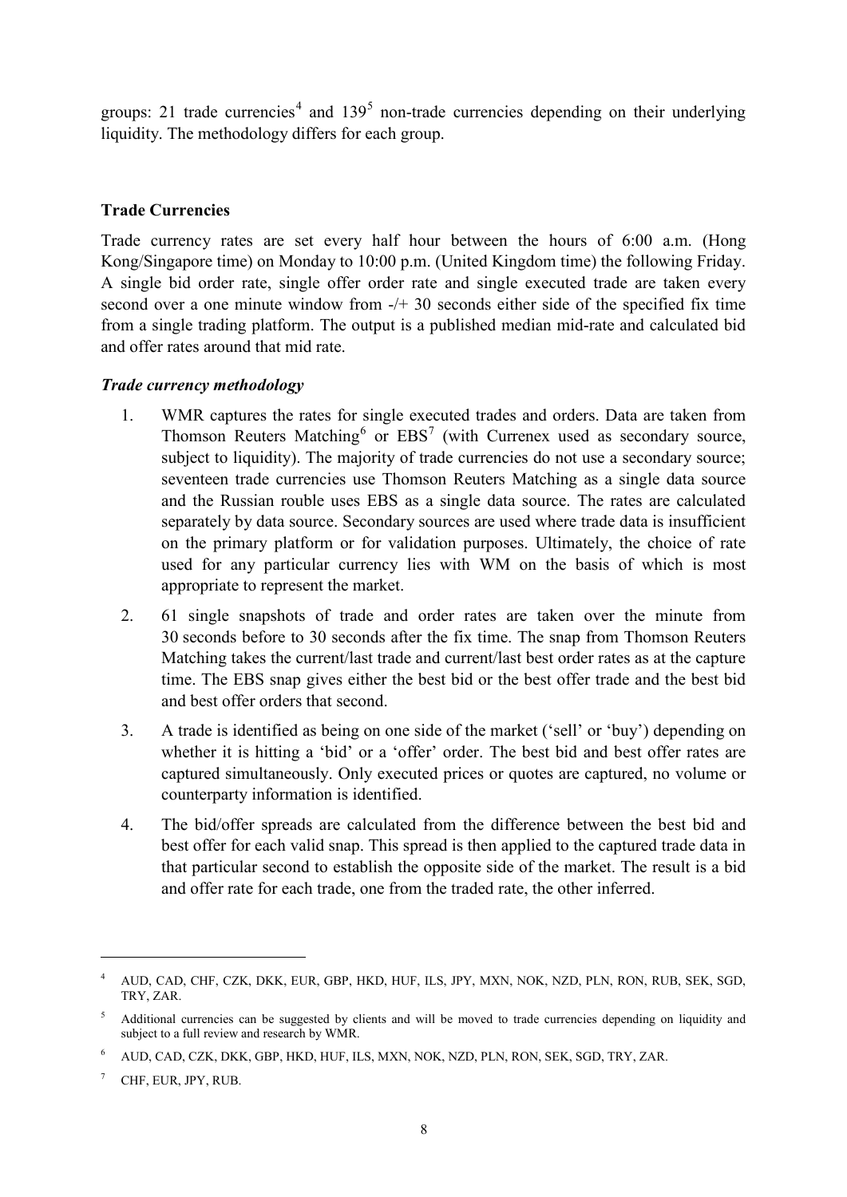groups: 21 trade currencies[4] and 139[5] non-trade currencies depending on their underlying liquidity. The methodology differs for each group.

## Trade Currencies

Trade currency rates are set every half hour between the hours of 6:00 a.m. (Hong Kong/Singapore time) on Monday to 10:00 p.m. (United Kingdom time) the following Friday. A single bid order rate, single offer order rate and single executed trade are taken every second over a one minute window from -/+ 30 seconds either side of the specified fix time from a single trading platform. The output is a published median mid-rate and calculated bid and offer rates around that mid rate.

### *Trade currency methodology*

1. WMR captures the rates for single executed trades and orders. Data are taken from Thomson Reuters Matching[6] or EBS[7] (with Currenex used as secondary source, subject to liquidity). The majority of trade currencies do not use a secondary source; seventeen trade currencies use Thomson Reuters Matching as a single data source and the Russian rouble uses EBS as a single data source. The rates are calculated separately by data source. Secondary sources are used where trade data is insufficient on the primary platform or for validation purposes. Ultimately, the choice of rate used for any particular currency lies with WM on the basis of which is most appropriate to represent the market.
2. 61 single snapshots of trade and order rates are taken over the minute from 30 seconds before to 30 seconds after the fix time. The snap from Thomson Reuters Matching takes the current/last trade and current/last best order rates as at the capture time. The EBS snap gives either the best bid or the best offer trade and the best bid and best offer orders that second.
3. A trade is identified as being on one side of the market ('sell' or 'buy') depending on whether it is hitting a 'bid' or a 'offer' order. The best bid and best offer rates are captured simultaneously. Only executed prices or quotes are captured, no volume or counterparty information is identified.
4. The bid/offer spreads are calculated from the difference between the best bid and best offer for each valid snap. This spread is then applied to the captured trade data in that particular second to establish the opposite side of the market. The result is a bid and offer rate for each trade, one from the traded rate, the other inferred.

---

[4] AUD, CAD, CHF, CZK, DKK, EUR, GBP, HKD, HUF, ILS, JPY, MXN, NOK, NZD, PLN, RON, RUB, SEK, SGD, TRY, ZAR.

[5] Additional currencies can be suggested by clients and will be moved to trade currencies depending on liquidity and subject to a full review and research by WMR.

[6] AUD, CAD, CZK, DKK, GBP, HKD, HUF, ILS, MXN, NOK, NZD, PLN, RON, SEK, SGD, TRY, ZAR.

[7] CHF, EUR, JPY, RUB.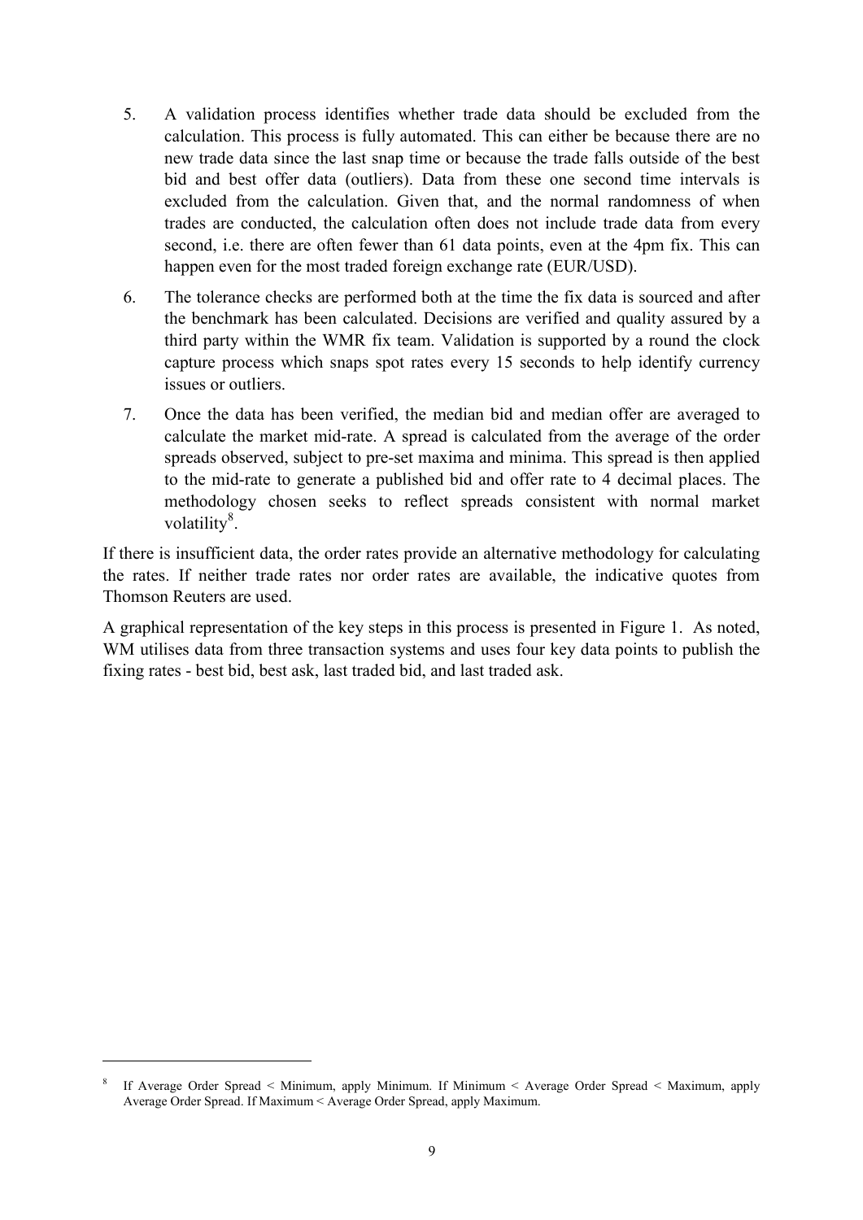5. A validation process identifies whether trade data should be excluded from the calculation. This process is fully automated. This can either be because there are no new trade data since the last snap time or because the trade falls outside of the best bid and best offer data (outliers). Data from these one second time intervals is excluded from the calculation. Given that, and the normal randomness of when trades are conducted, the calculation often does not include trade data from every second, i.e. there are often fewer than 61 data points, even at the 4pm fix. This can happen even for the most traded foreign exchange rate (EUR/USD).

6. The tolerance checks are performed both at the time the fix data is sourced and after the benchmark has been calculated. Decisions are verified and quality assured by a third party within the WMR fix team. Validation is supported by a round the clock capture process which snaps spot rates every 15 seconds to help identify currency issues or outliers.

7. Once the data has been verified, the median bid and median offer are averaged to calculate the market mid-rate. A spread is calculated from the average of the order spreads observed, subject to pre-set maxima and minima. This spread is then applied to the mid-rate to generate a published bid and offer rate to 4 decimal places. The methodology chosen seeks to reflect spreads consistent with normal market volatility[8].

If there is insufficient data, the order rates provide an alternative methodology for calculating the rates. If neither trade rates nor order rates are available, the indicative quotes from Thomson Reuters are used.

A graphical representation of the key steps in this process is presented in Figure 1. As noted, WM utilises data from three transaction systems and uses four key data points to publish the fixing rates - best bid, best ask, last traded bid, and last traded ask.

---

[8] If Average Order Spread < Minimum, apply Minimum. If Minimum < Average Order Spread < Maximum, apply Average Order Spread. If Maximum < Average Order Spread, apply Maximum.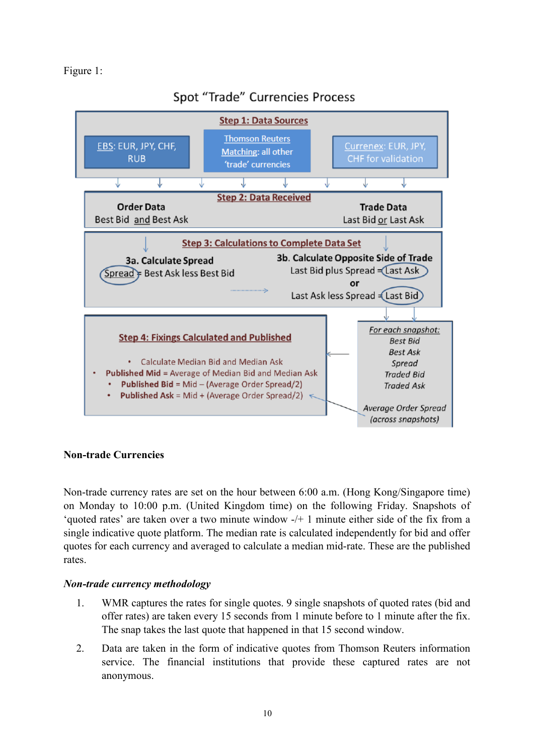Figure 1:

Spot "Trade" Currencies Process

**Step 1: Data Sources**

- EBS: EUR, JPY, CHF, RUB
- Thomson Reuters Matching: all other 'trade' currencies
- Currenex: EUR, JPY, CHF for validation

**Step 2: Data Received**

Order Data — Best Bid and Best Ask

Trade Data — Last Bid or Last Ask

**Step 3: Calculations to Complete Data Set**

3a. Calculate Spread
Spread = Best Ask less Best Bid

3b. Calculate Opposite Side of Trade
Last Bid plus Spread = Last Ask
or
Last Ask less Spread = Last Bid

*For each snapshot:*
*Best Bid*
*Best Ask*
*Spread*
*Traded Bid*
*Traded Ask*

*Average Order Spread (across snapshots)*

**Step 4: Fixings Calculated and Published**

- Calculate Median Bid and Median Ask
- **Published Mid** = Average of Median Bid and Median Ask
- **Published Bid** = Mid – (Average Order Spread/2)
- **Published Ask** = Mid + (Average Order Spread/2)

**Non-trade Currencies**

Non-trade currency rates are set on the hour between 6:00 a.m. (Hong Kong/Singapore time) on Monday to 10:00 p.m. (United Kingdom time) on the following Friday. Snapshots of 'quoted rates' are taken over a two minute window -/+ 1 minute either side of the fix from a single indicative quote platform. The median rate is calculated independently for bid and offer quotes for each currency and averaged to calculate a median mid-rate. These are the published rates.

*Non-trade currency methodology*

1. WMR captures the rates for single quotes. 9 single snapshots of quoted rates (bid and offer rates) are taken every 15 seconds from 1 minute before to 1 minute after the fix. The snap takes the last quote that happened in that 15 second window.
2. Data are taken in the form of indicative quotes from Thomson Reuters information service. The financial institutions that provide these captured rates are not anonymous.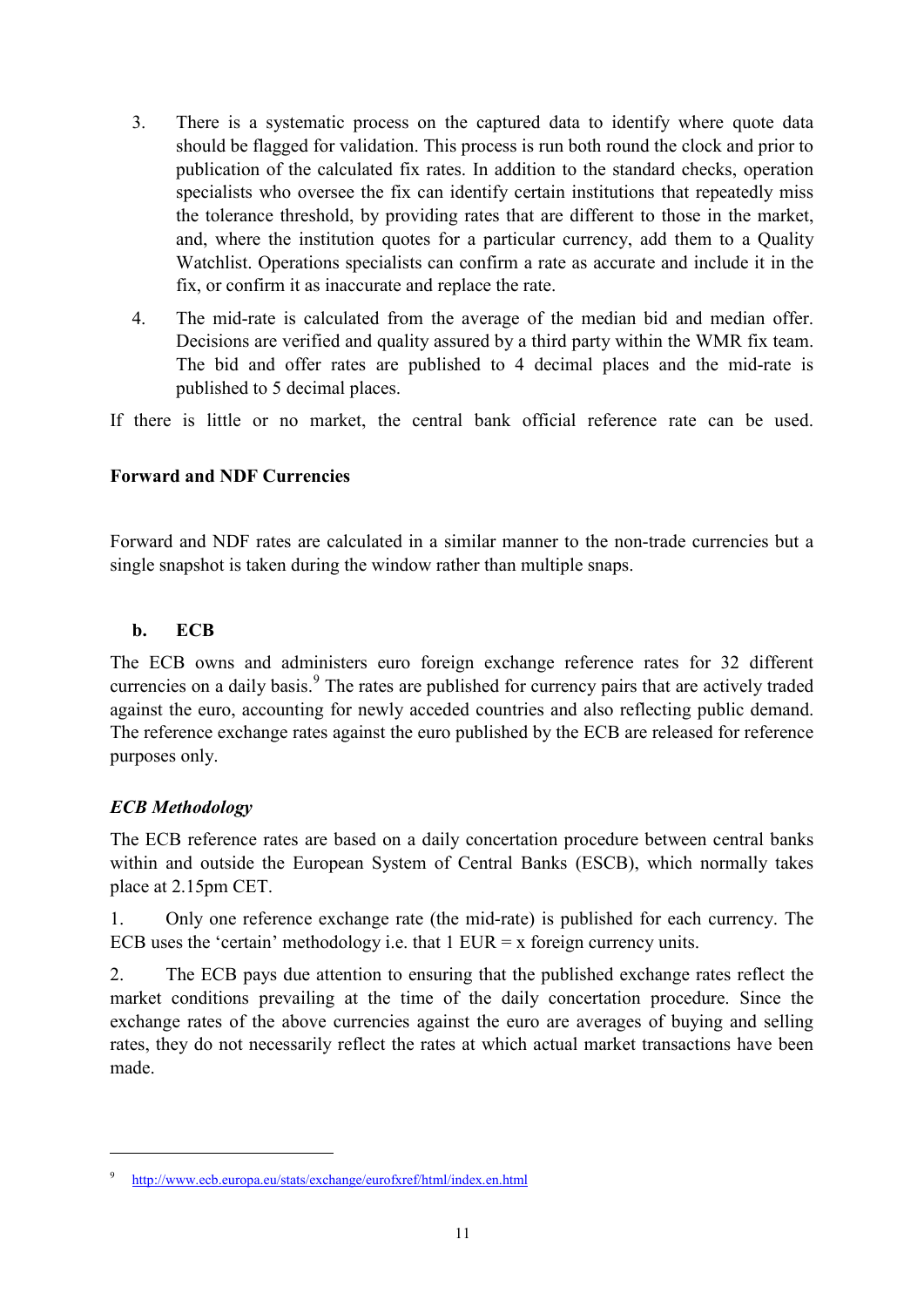3. There is a systematic process on the captured data to identify where quote data should be flagged for validation. This process is run both round the clock and prior to publication of the calculated fix rates. In addition to the standard checks, operation specialists who oversee the fix can identify certain institutions that repeatedly miss the tolerance threshold, by providing rates that are different to those in the market, and, where the institution quotes for a particular currency, add them to a Quality Watchlist. Operations specialists can confirm a rate as accurate and include it in the fix, or confirm it as inaccurate and replace the rate.

4. The mid-rate is calculated from the average of the median bid and median offer. Decisions are verified and quality assured by a third party within the WMR fix team. The bid and offer rates are published to 4 decimal places and the mid-rate is published to 5 decimal places.

If there is little or no market, the central bank official reference rate can be used.

**Forward and NDF Currencies**

Forward and NDF rates are calculated in a similar manner to the non-trade currencies but a single snapshot is taken during the window rather than multiple snaps.

### b. ECB

The ECB owns and administers euro foreign exchange reference rates for 32 different currencies on a daily basis.[9] The rates are published for currency pairs that are actively traded against the euro, accounting for newly acceded countries and also reflecting public demand. The reference exchange rates against the euro published by the ECB are released for reference purposes only.

***ECB Methodology***

The ECB reference rates are based on a daily concertation procedure between central banks within and outside the European System of Central Banks (ESCB), which normally takes place at 2.15pm CET.

1. Only one reference exchange rate (the mid-rate) is published for each currency. The ECB uses the 'certain' methodology i.e. that 1 EUR = x foreign currency units.

2. The ECB pays due attention to ensuring that the published exchange rates reflect the market conditions prevailing at the time of the daily concertation procedure. Since the exchange rates of the above currencies against the euro are averages of buying and selling rates, they do not necessarily reflect the rates at which actual market transactions have been made.

---

[9] http://www.ecb.europa.eu/stats/exchange/eurofxref/html/index.en.html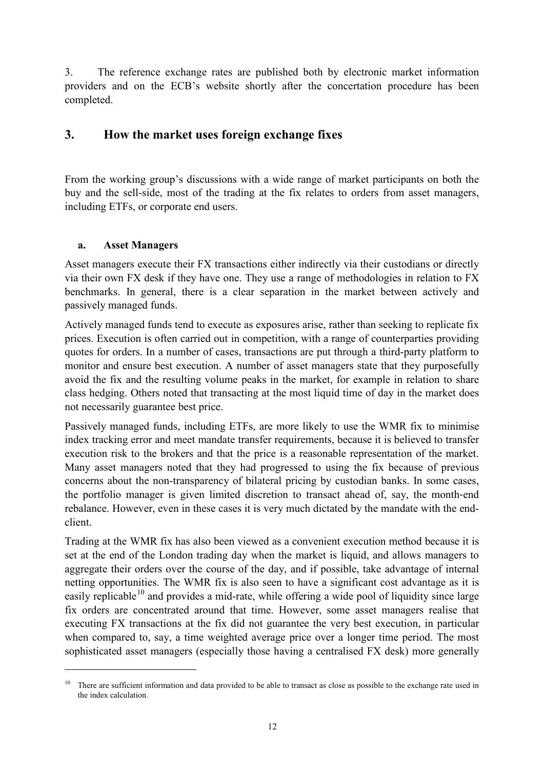3. The reference exchange rates are published both by electronic market information providers and on the ECB's website shortly after the concertation procedure has been completed.

## 3. How the market uses foreign exchange fixes

From the working group's discussions with a wide range of market participants on both the buy and the sell-side, most of the trading at the fix relates to orders from asset managers, including ETFs, or corporate end users.

### a. Asset Managers

Asset managers execute their FX transactions either indirectly via their custodians or directly via their own FX desk if they have one. They use a range of methodologies in relation to FX benchmarks. In general, there is a clear separation in the market between actively and passively managed funds.

Actively managed funds tend to execute as exposures arise, rather than seeking to replicate fix prices. Execution is often carried out in competition, with a range of counterparties providing quotes for orders. In a number of cases, transactions are put through a third-party platform to monitor and ensure best execution. A number of asset managers state that they purposefully avoid the fix and the resulting volume peaks in the market, for example in relation to share class hedging. Others noted that transacting at the most liquid time of day in the market does not necessarily guarantee best price.

Passively managed funds, including ETFs, are more likely to use the WMR fix to minimise index tracking error and meet mandate transfer requirements, because it is believed to transfer execution risk to the brokers and that the price is a reasonable representation of the market. Many asset managers noted that they had progressed to using the fix because of previous concerns about the non-transparency of bilateral pricing by custodian banks. In some cases, the portfolio manager is given limited discretion to transact ahead of, say, the month-end rebalance. However, even in these cases it is very much dictated by the mandate with the end-client.

Trading at the WMR fix has also been viewed as a convenient execution method because it is set at the end of the London trading day when the market is liquid, and allows managers to aggregate their orders over the course of the day, and if possible, take advantage of internal netting opportunities. The WMR fix is also seen to have a significant cost advantage as it is easily replicable[10] and provides a mid-rate, while offering a wide pool of liquidity since large fix orders are concentrated around that time. However, some asset managers realise that executing FX transactions at the fix did not guarantee the very best execution, in particular when compared to, say, a time weighted average price over a longer time period. The most sophisticated asset managers (especially those having a centralised FX desk) more generally

[10] There are sufficient information and data provided to be able to transact as close as possible to the exchange rate used in the index calculation.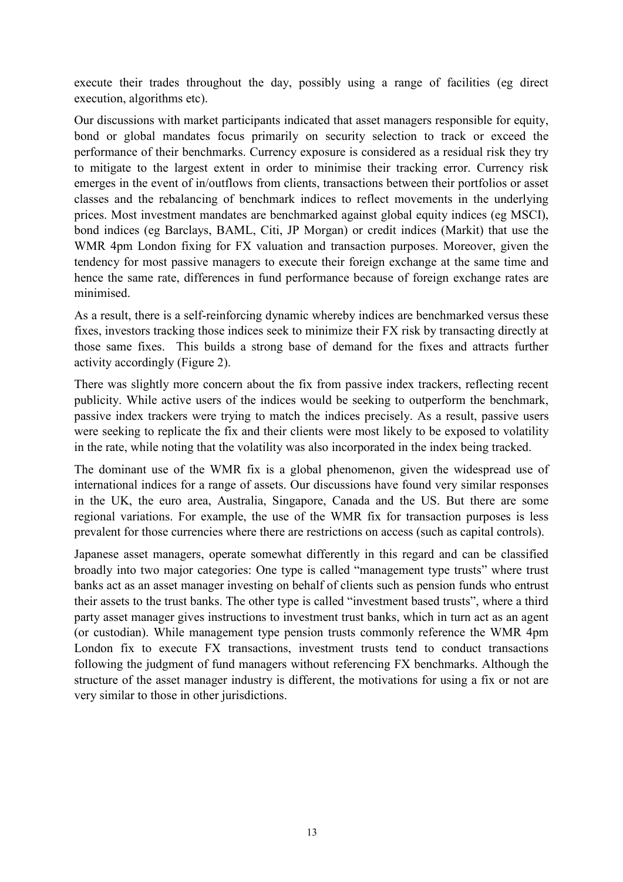execute their trades throughout the day, possibly using a range of facilities (eg direct execution, algorithms etc).

Our discussions with market participants indicated that asset managers responsible for equity, bond or global mandates focus primarily on security selection to track or exceed the performance of their benchmarks. Currency exposure is considered as a residual risk they try to mitigate to the largest extent in order to minimise their tracking error. Currency risk emerges in the event of in/outflows from clients, transactions between their portfolios or asset classes and the rebalancing of benchmark indices to reflect movements in the underlying prices. Most investment mandates are benchmarked against global equity indices (eg MSCI), bond indices (eg Barclays, BAML, Citi, JP Morgan) or credit indices (Markit) that use the WMR 4pm London fixing for FX valuation and transaction purposes. Moreover, given the tendency for most passive managers to execute their foreign exchange at the same time and hence the same rate, differences in fund performance because of foreign exchange rates are minimised.

As a result, there is a self-reinforcing dynamic whereby indices are benchmarked versus these fixes, investors tracking those indices seek to minimize their FX risk by transacting directly at those same fixes. This builds a strong base of demand for the fixes and attracts further activity accordingly (Figure 2).

There was slightly more concern about the fix from passive index trackers, reflecting recent publicity. While active users of the indices would be seeking to outperform the benchmark, passive index trackers were trying to match the indices precisely. As a result, passive users were seeking to replicate the fix and their clients were most likely to be exposed to volatility in the rate, while noting that the volatility was also incorporated in the index being tracked.

The dominant use of the WMR fix is a global phenomenon, given the widespread use of international indices for a range of assets. Our discussions have found very similar responses in the UK, the euro area, Australia, Singapore, Canada and the US. But there are some regional variations. For example, the use of the WMR fix for transaction purposes is less prevalent for those currencies where there are restrictions on access (such as capital controls).

Japanese asset managers, operate somewhat differently in this regard and can be classified broadly into two major categories: One type is called "management type trusts" where trust banks act as an asset manager investing on behalf of clients such as pension funds who entrust their assets to the trust banks. The other type is called "investment based trusts", where a third party asset manager gives instructions to investment trust banks, which in turn act as an agent (or custodian). While management type pension trusts commonly reference the WMR 4pm London fix to execute FX transactions, investment trusts tend to conduct transactions following the judgment of fund managers without referencing FX benchmarks. Although the structure of the asset manager industry is different, the motivations for using a fix or not are very similar to those in other jurisdictions.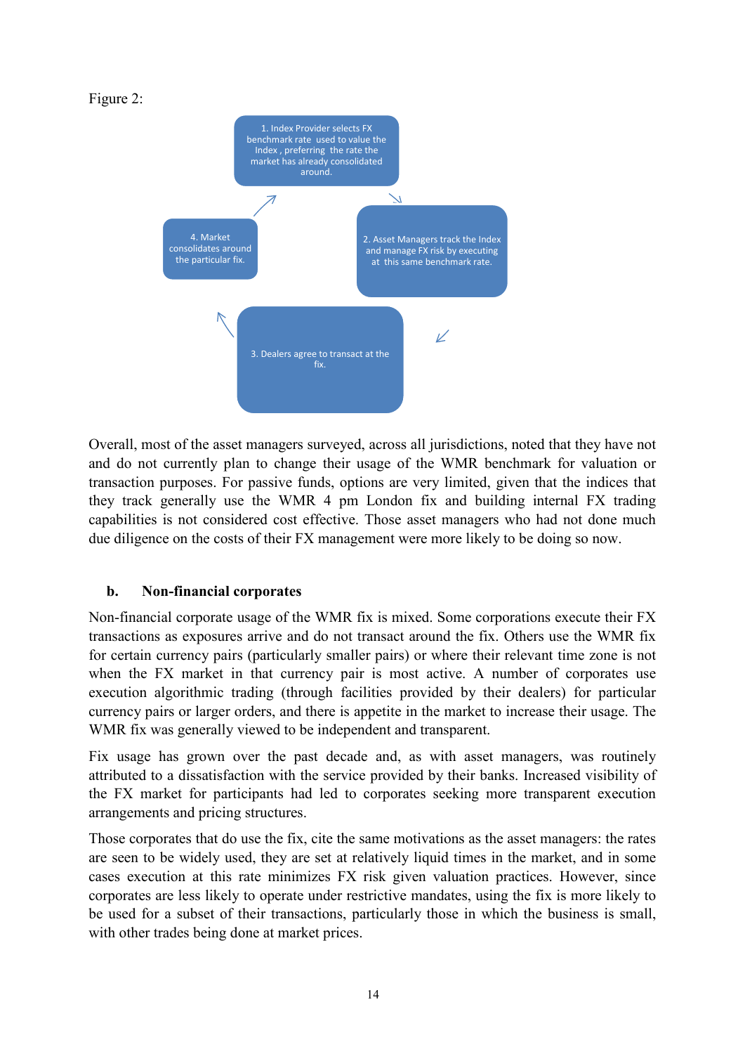Figure 2:

1. Index Provider selects FX benchmark rate used to value the Index , preferring the rate the market has already consolidated around.

2. Asset Managers track the Index and manage FX risk by executing at this same benchmark rate.

3. Dealers agree to transact at the fix.

4. Market consolidates around the particular fix.

Overall, most of the asset managers surveyed, across all jurisdictions, noted that they have not and do not currently plan to change their usage of the WMR benchmark for valuation or transaction purposes. For passive funds, options are very limited, given that the indices that they track generally use the WMR 4 pm London fix and building internal FX trading capabilities is not considered cost effective. Those asset managers who had not done much due diligence on the costs of their FX management were more likely to be doing so now.

### b. Non-financial corporates

Non-financial corporate usage of the WMR fix is mixed. Some corporations execute their FX transactions as exposures arrive and do not transact around the fix. Others use the WMR fix for certain currency pairs (particularly smaller pairs) or where their relevant time zone is not when the FX market in that currency pair is most active. A number of corporates use execution algorithmic trading (through facilities provided by their dealers) for particular currency pairs or larger orders, and there is appetite in the market to increase their usage. The WMR fix was generally viewed to be independent and transparent.

Fix usage has grown over the past decade and, as with asset managers, was routinely attributed to a dissatisfaction with the service provided by their banks. Increased visibility of the FX market for participants had led to corporates seeking more transparent execution arrangements and pricing structures.

Those corporates that do use the fix, cite the same motivations as the asset managers: the rates are seen to be widely used, they are set at relatively liquid times in the market, and in some cases execution at this rate minimizes FX risk given valuation practices. However, since corporates are less likely to operate under restrictive mandates, using the fix is more likely to be used for a subset of their transactions, particularly those in which the business is small, with other trades being done at market prices.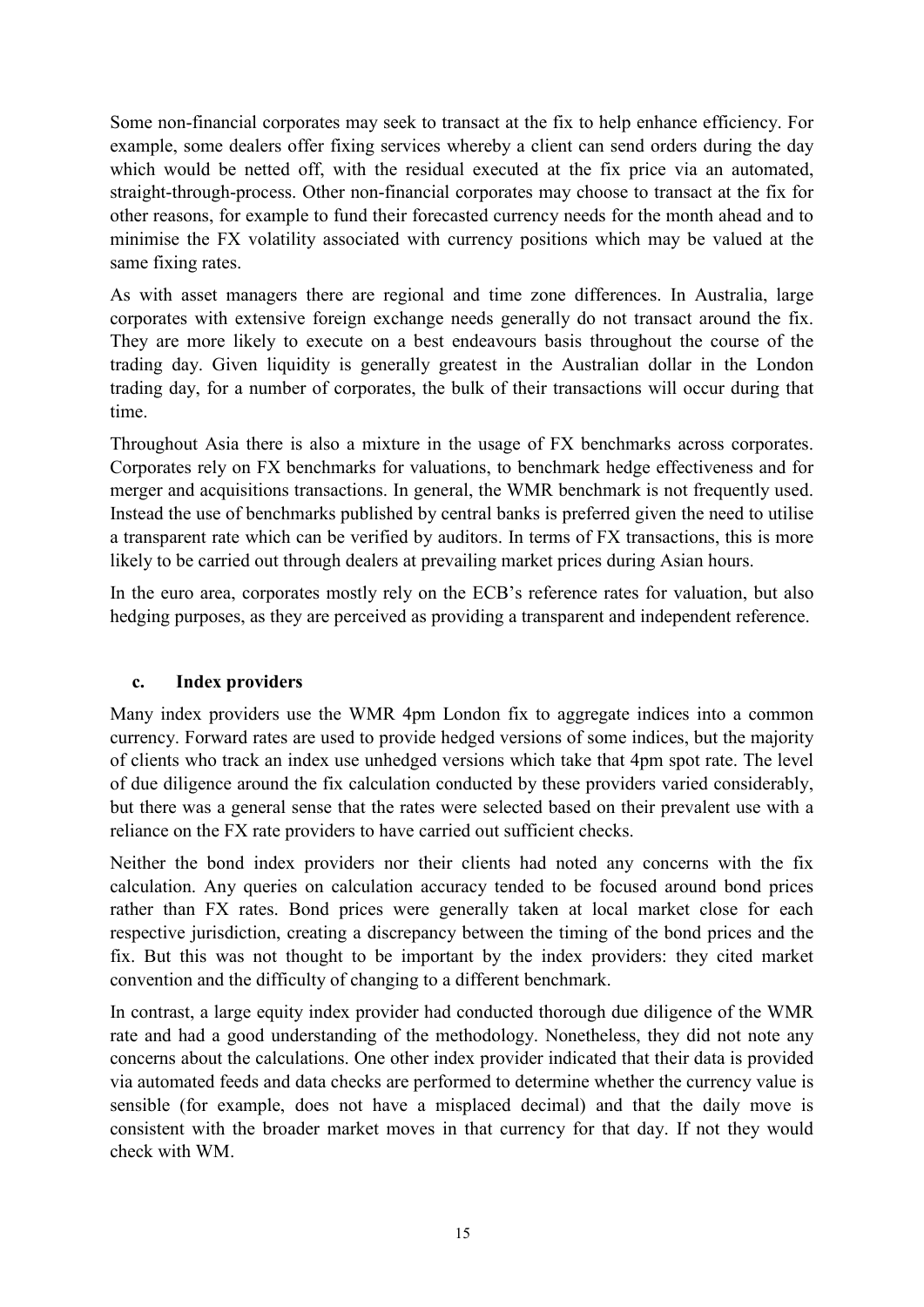Some non-financial corporates may seek to transact at the fix to help enhance efficiency. For example, some dealers offer fixing services whereby a client can send orders during the day which would be netted off, with the residual executed at the fix price via an automated, straight-through-process. Other non-financial corporates may choose to transact at the fix for other reasons, for example to fund their forecasted currency needs for the month ahead and to minimise the FX volatility associated with currency positions which may be valued at the same fixing rates.

As with asset managers there are regional and time zone differences. In Australia, large corporates with extensive foreign exchange needs generally do not transact around the fix. They are more likely to execute on a best endeavours basis throughout the course of the trading day. Given liquidity is generally greatest in the Australian dollar in the London trading day, for a number of corporates, the bulk of their transactions will occur during that time.

Throughout Asia there is also a mixture in the usage of FX benchmarks across corporates. Corporates rely on FX benchmarks for valuations, to benchmark hedge effectiveness and for merger and acquisitions transactions. In general, the WMR benchmark is not frequently used. Instead the use of benchmarks published by central banks is preferred given the need to utilise a transparent rate which can be verified by auditors. In terms of FX transactions, this is more likely to be carried out through dealers at prevailing market prices during Asian hours.

In the euro area, corporates mostly rely on the ECB's reference rates for valuation, but also hedging purposes, as they are perceived as providing a transparent and independent reference.

### c. Index providers

Many index providers use the WMR 4pm London fix to aggregate indices into a common currency. Forward rates are used to provide hedged versions of some indices, but the majority of clients who track an index use unhedged versions which take that 4pm spot rate. The level of due diligence around the fix calculation conducted by these providers varied considerably, but there was a general sense that the rates were selected based on their prevalent use with a reliance on the FX rate providers to have carried out sufficient checks.

Neither the bond index providers nor their clients had noted any concerns with the fix calculation. Any queries on calculation accuracy tended to be focused around bond prices rather than FX rates. Bond prices were generally taken at local market close for each respective jurisdiction, creating a discrepancy between the timing of the bond prices and the fix. But this was not thought to be important by the index providers: they cited market convention and the difficulty of changing to a different benchmark.

In contrast, a large equity index provider had conducted thorough due diligence of the WMR rate and had a good understanding of the methodology. Nonetheless, they did not note any concerns about the calculations. One other index provider indicated that their data is provided via automated feeds and data checks are performed to determine whether the currency value is sensible (for example, does not have a misplaced decimal) and that the daily move is consistent with the broader market moves in that currency for that day. If not they would check with WM.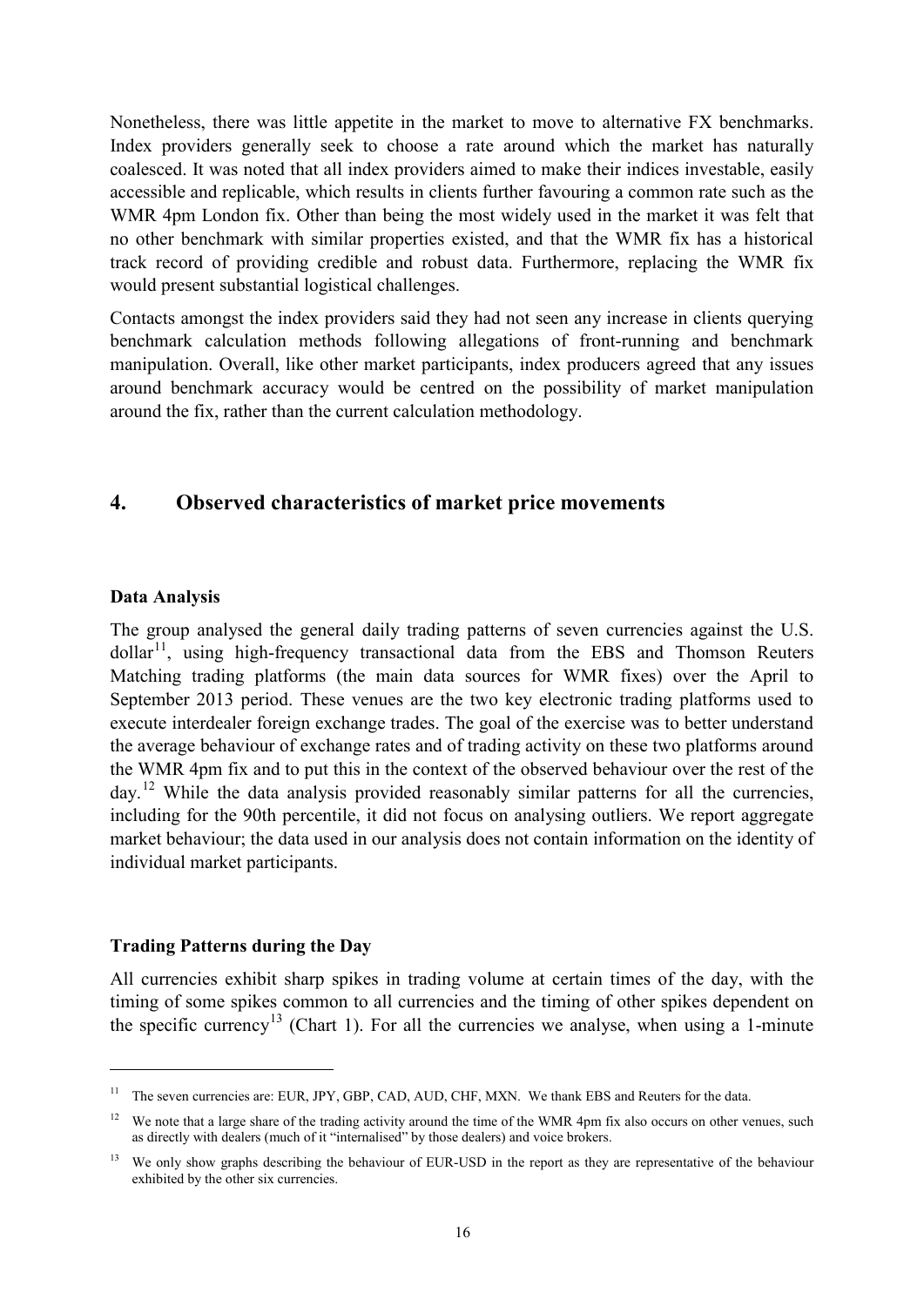Nonetheless, there was little appetite in the market to move to alternative FX benchmarks. Index providers generally seek to choose a rate around which the market has naturally coalesced. It was noted that all index providers aimed to make their indices investable, easily accessible and replicable, which results in clients further favouring a common rate such as the WMR 4pm London fix. Other than being the most widely used in the market it was felt that no other benchmark with similar properties existed, and that the WMR fix has a historical track record of providing credible and robust data. Furthermore, replacing the WMR fix would present substantial logistical challenges.

Contacts amongst the index providers said they had not seen any increase in clients querying benchmark calculation methods following allegations of front-running and benchmark manipulation. Overall, like other market participants, index producers agreed that any issues around benchmark accuracy would be centred on the possibility of market manipulation around the fix, rather than the current calculation methodology.

## 4. Observed characteristics of market price movements

**Data Analysis**

The group analysed the general daily trading patterns of seven currencies against the U.S. dollar[11], using high-frequency transactional data from the EBS and Thomson Reuters Matching trading platforms (the main data sources for WMR fixes) over the April to September 2013 period. These venues are the two key electronic trading platforms used to execute interdealer foreign exchange trades. The goal of the exercise was to better understand the average behaviour of exchange rates and of trading activity on these two platforms around the WMR 4pm fix and to put this in the context of the observed behaviour over the rest of the day.[12] While the data analysis provided reasonably similar patterns for all the currencies, including for the 90th percentile, it did not focus on analysing outliers. We report aggregate market behaviour; the data used in our analysis does not contain information on the identity of individual market participants.

**Trading Patterns during the Day**

All currencies exhibit sharp spikes in trading volume at certain times of the day, with the timing of some spikes common to all currencies and the timing of other spikes dependent on the specific currency[13] (Chart 1). For all the currencies we analyse, when using a 1-minute

---

[11] The seven currencies are: EUR, JPY, GBP, CAD, AUD, CHF, MXN. We thank EBS and Reuters for the data.

[12] We note that a large share of the trading activity around the time of the WMR 4pm fix also occurs on other venues, such as directly with dealers (much of it "internalised" by those dealers) and voice brokers.

[13] We only show graphs describing the behaviour of EUR-USD in the report as they are representative of the behaviour exhibited by the other six currencies.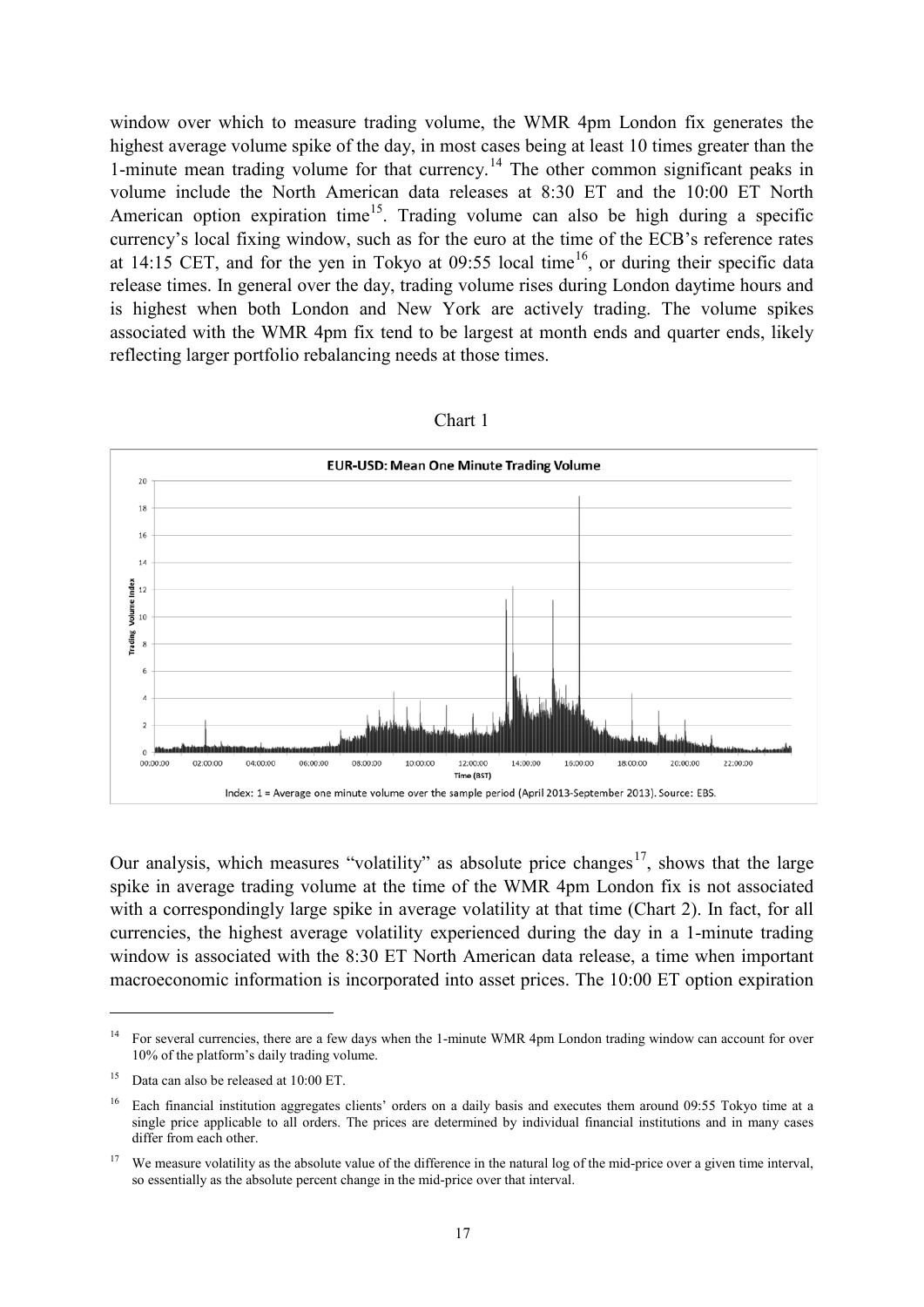window over which to measure trading volume, the WMR 4pm London fix generates the highest average volume spike of the day, in most cases being at least 10 times greater than the 1-minute mean trading volume for that currency.[14] The other common significant peaks in volume include the North American data releases at 8:30 ET and the 10:00 ET North American option expiration time[15]. Trading volume can also be high during a specific currency's local fixing window, such as for the euro at the time of the ECB's reference rates at 14:15 CET, and for the yen in Tokyo at 09:55 local time[16], or during their specific data release times. In general over the day, trading volume rises during London daytime hours and is highest when both London and New York are actively trading. The volume spikes associated with the WMR 4pm fix tend to be largest at month ends and quarter ends, likely reflecting larger portfolio rebalancing needs at those times.

Chart 1

**EUR-USD: Mean One Minute Trading Volume**

Index: 1 = Average one minute volume over the sample period (April 2013-September 2013). Source: EBS.

Our analysis, which measures "volatility" as absolute price changes[17], shows that the large spike in average trading volume at the time of the WMR 4pm London fix is not associated with a correspondingly large spike in average volatility at that time (Chart 2). In fact, for all currencies, the highest average volatility experienced during the day in a 1-minute trading window is associated with the 8:30 ET North American data release, a time when important macroeconomic information is incorporated into asset prices. The 10:00 ET option expiration

---

[14] For several currencies, there are a few days when the 1-minute WMR 4pm London trading window can account for over 10% of the platform's daily trading volume.

[15] Data can also be released at 10:00 ET.

[16] Each financial institution aggregates clients' orders on a daily basis and executes them around 09:55 Tokyo time at a single price applicable to all orders. The prices are determined by individual financial institutions and in many cases differ from each other.

[17] We measure volatility as the absolute value of the difference in the natural log of the mid-price over a given time interval, so essentially as the absolute percent change in the mid-price over that interval.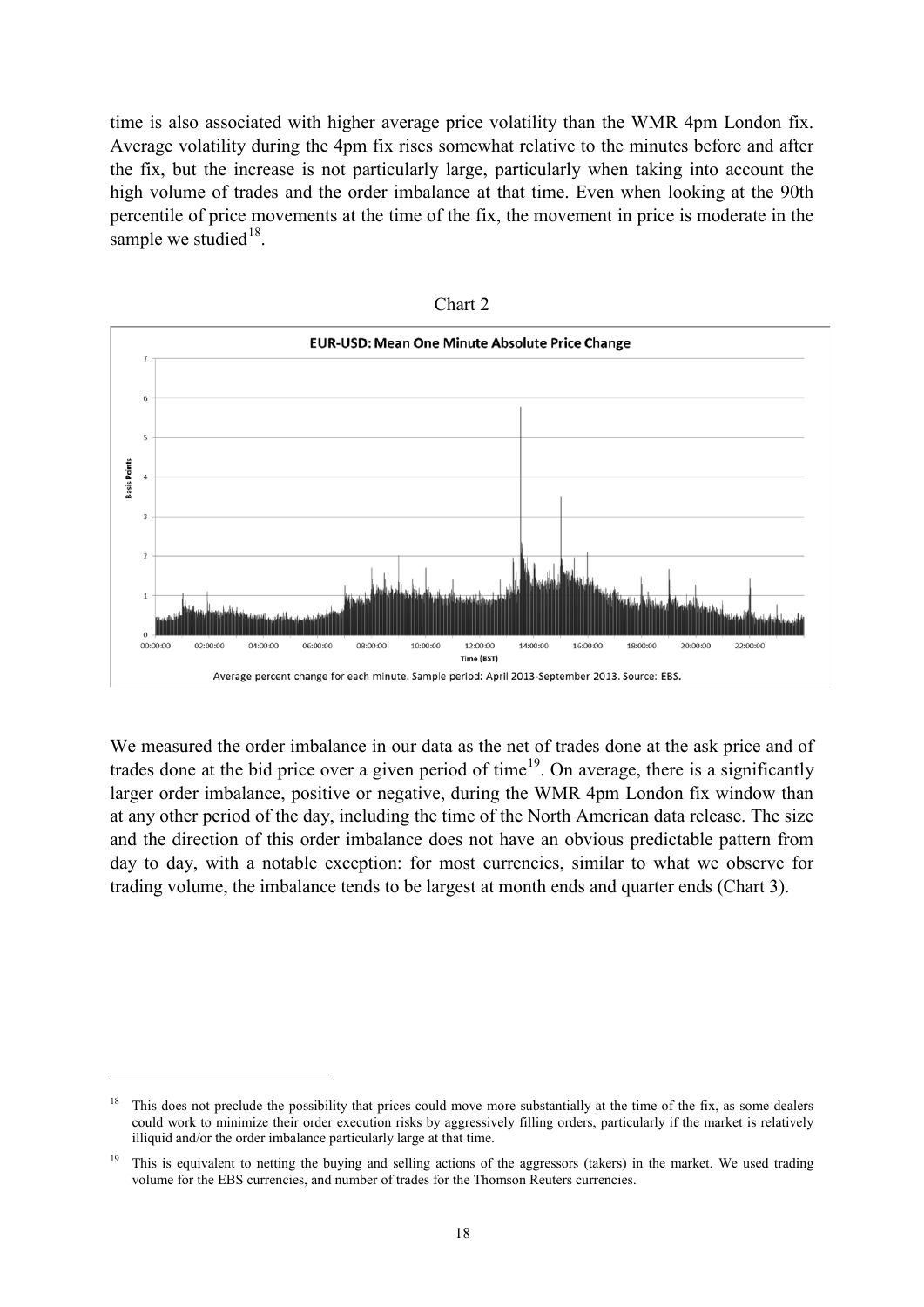time is also associated with higher average price volatility than the WMR 4pm London fix. Average volatility during the 4pm fix rises somewhat relative to the minutes before and after the fix, but the increase is not particularly large, particularly when taking into account the high volume of trades and the order imbalance at that time. Even when looking at the 90th percentile of price movements at the time of the fix, the movement in price is moderate in the sample we studied[18].

Chart 2

EUR-USD: Mean One Minute Absolute Price Change

Average percent change for each minute. Sample period: April 2013-September 2013. Source: EBS.

We measured the order imbalance in our data as the net of trades done at the ask price and of trades done at the bid price over a given period of time[19]. On average, there is a significantly larger order imbalance, positive or negative, during the WMR 4pm London fix window than at any other period of the day, including the time of the North American data release. The size and the direction of this order imbalance does not have an obvious predictable pattern from day to day, with a notable exception: for most currencies, similar to what we observe for trading volume, the imbalance tends to be largest at month ends and quarter ends (Chart 3).

---

[18] This does not preclude the possibility that prices could move more substantially at the time of the fix, as some dealers could work to minimize their order execution risks by aggressively filling orders, particularly if the market is relatively illiquid and/or the order imbalance particularly large at that time.

[19] This is equivalent to netting the buying and selling actions of the aggressors (takers) in the market. We used trading volume for the EBS currencies, and number of trades for the Thomson Reuters currencies.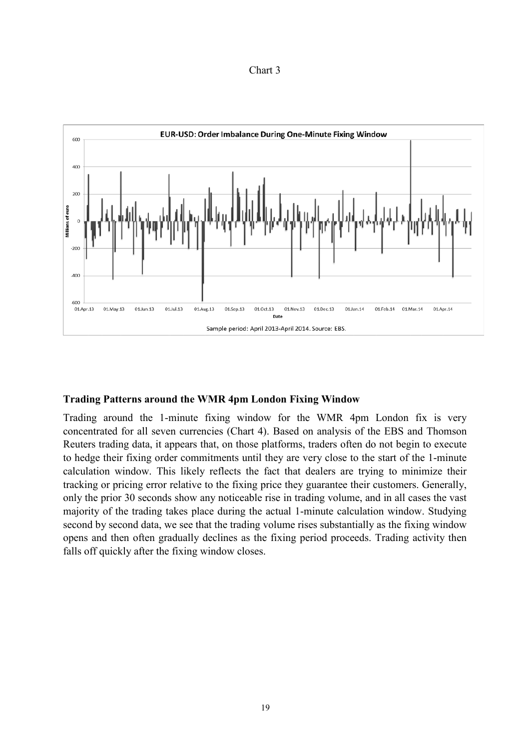Chart 3

EUR-USD: Order Imbalance During One-Minute Fixing Window

Sample period: April 2013-April 2014. Source: EBS.

### Trading Patterns around the WMR 4pm London Fixing Window

Trading around the 1-minute fixing window for the WMR 4pm London fix is very concentrated for all seven currencies (Chart 4). Based on analysis of the EBS and Thomson Reuters trading data, it appears that, on those platforms, traders often do not begin to execute to hedge their fixing order commitments until they are very close to the start of the 1-minute calculation window. This likely reflects the fact that dealers are trying to minimize their tracking or pricing error relative to the fixing price they guarantee their customers. Generally, only the prior 30 seconds show any noticeable rise in trading volume, and in all cases the vast majority of the trading takes place during the actual 1-minute calculation window. Studying second by second data, we see that the trading volume rises substantially as the fixing window opens and then often gradually declines as the fixing period proceeds. Trading activity then falls off quickly after the fixing window closes.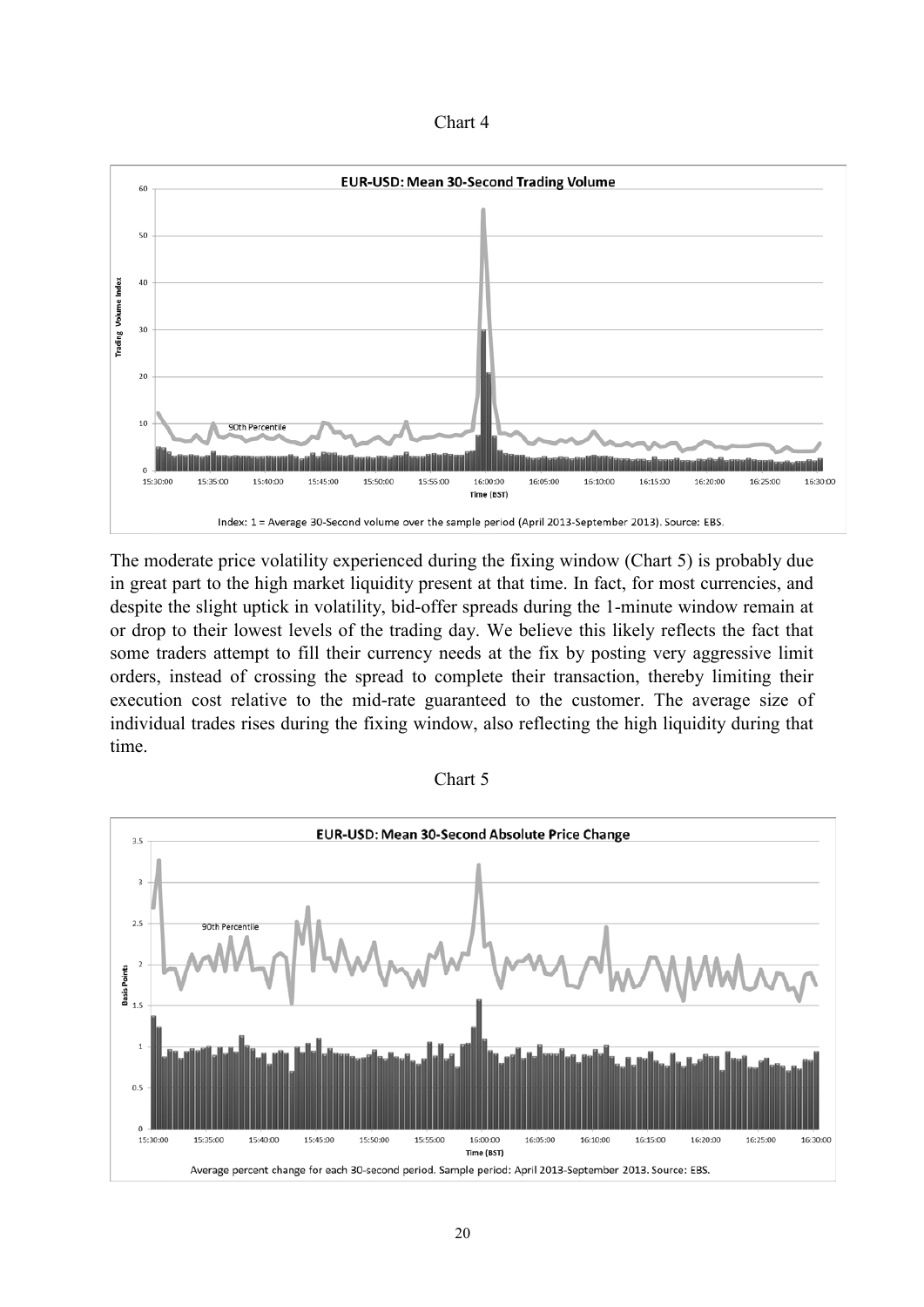Chart 4

The moderate price volatility experienced during the fixing window (Chart 5) is probably due in great part to the high market liquidity present at that time. In fact, for most currencies, and despite the slight uptick in volatility, bid-offer spreads during the 1-minute window remain at or drop to their lowest levels of the trading day. We believe this likely reflects the fact that some traders attempt to fill their currency needs at the fix by posting very aggressive limit orders, instead of crossing the spread to complete their transaction, thereby limiting their execution cost relative to the mid-rate guaranteed to the customer. The average size of individual trades rises during the fixing window, also reflecting the high liquidity during that time.

Chart 5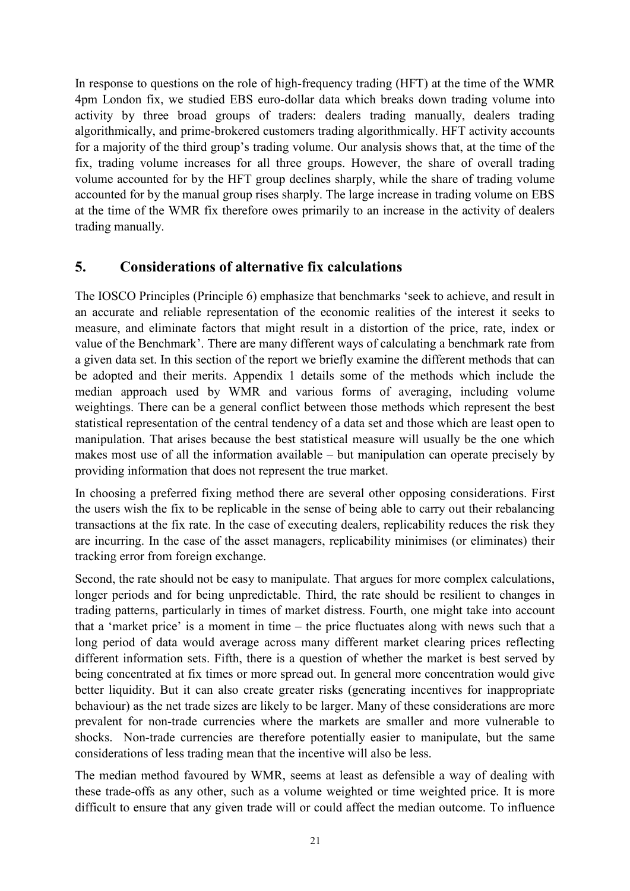In response to questions on the role of high-frequency trading (HFT) at the time of the WMR 4pm London fix, we studied EBS euro-dollar data which breaks down trading volume into activity by three broad groups of traders: dealers trading manually, dealers trading algorithmically, and prime-brokered customers trading algorithmically. HFT activity accounts for a majority of the third group's trading volume. Our analysis shows that, at the time of the fix, trading volume increases for all three groups. However, the share of overall trading volume accounted for by the HFT group declines sharply, while the share of trading volume accounted for by the manual group rises sharply. The large increase in trading volume on EBS at the time of the WMR fix therefore owes primarily to an increase in the activity of dealers trading manually.

## 5. Considerations of alternative fix calculations

The IOSCO Principles (Principle 6) emphasize that benchmarks 'seek to achieve, and result in an accurate and reliable representation of the economic realities of the interest it seeks to measure, and eliminate factors that might result in a distortion of the price, rate, index or value of the Benchmark'. There are many different ways of calculating a benchmark rate from a given data set. In this section of the report we briefly examine the different methods that can be adopted and their merits. Appendix 1 details some of the methods which include the median approach used by WMR and various forms of averaging, including volume weightings. There can be a general conflict between those methods which represent the best statistical representation of the central tendency of a data set and those which are least open to manipulation. That arises because the best statistical measure will usually be the one which makes most use of all the information available – but manipulation can operate precisely by providing information that does not represent the true market.

In choosing a preferred fixing method there are several other opposing considerations. First the users wish the fix to be replicable in the sense of being able to carry out their rebalancing transactions at the fix rate. In the case of executing dealers, replicability reduces the risk they are incurring. In the case of the asset managers, replicability minimises (or eliminates) their tracking error from foreign exchange.

Second, the rate should not be easy to manipulate. That argues for more complex calculations, longer periods and for being unpredictable. Third, the rate should be resilient to changes in trading patterns, particularly in times of market distress. Fourth, one might take into account that a 'market price' is a moment in time – the price fluctuates along with news such that a long period of data would average across many different market clearing prices reflecting different information sets. Fifth, there is a question of whether the market is best served by being concentrated at fix times or more spread out. In general more concentration would give better liquidity. But it can also create greater risks (generating incentives for inappropriate behaviour) as the net trade sizes are likely to be larger. Many of these considerations are more prevalent for non-trade currencies where the markets are smaller and more vulnerable to shocks. Non-trade currencies are therefore potentially easier to manipulate, but the same considerations of less trading mean that the incentive will also be less.

The median method favoured by WMR, seems at least as defensible a way of dealing with these trade-offs as any other, such as a volume weighted or time weighted price. It is more difficult to ensure that any given trade will or could affect the median outcome. To influence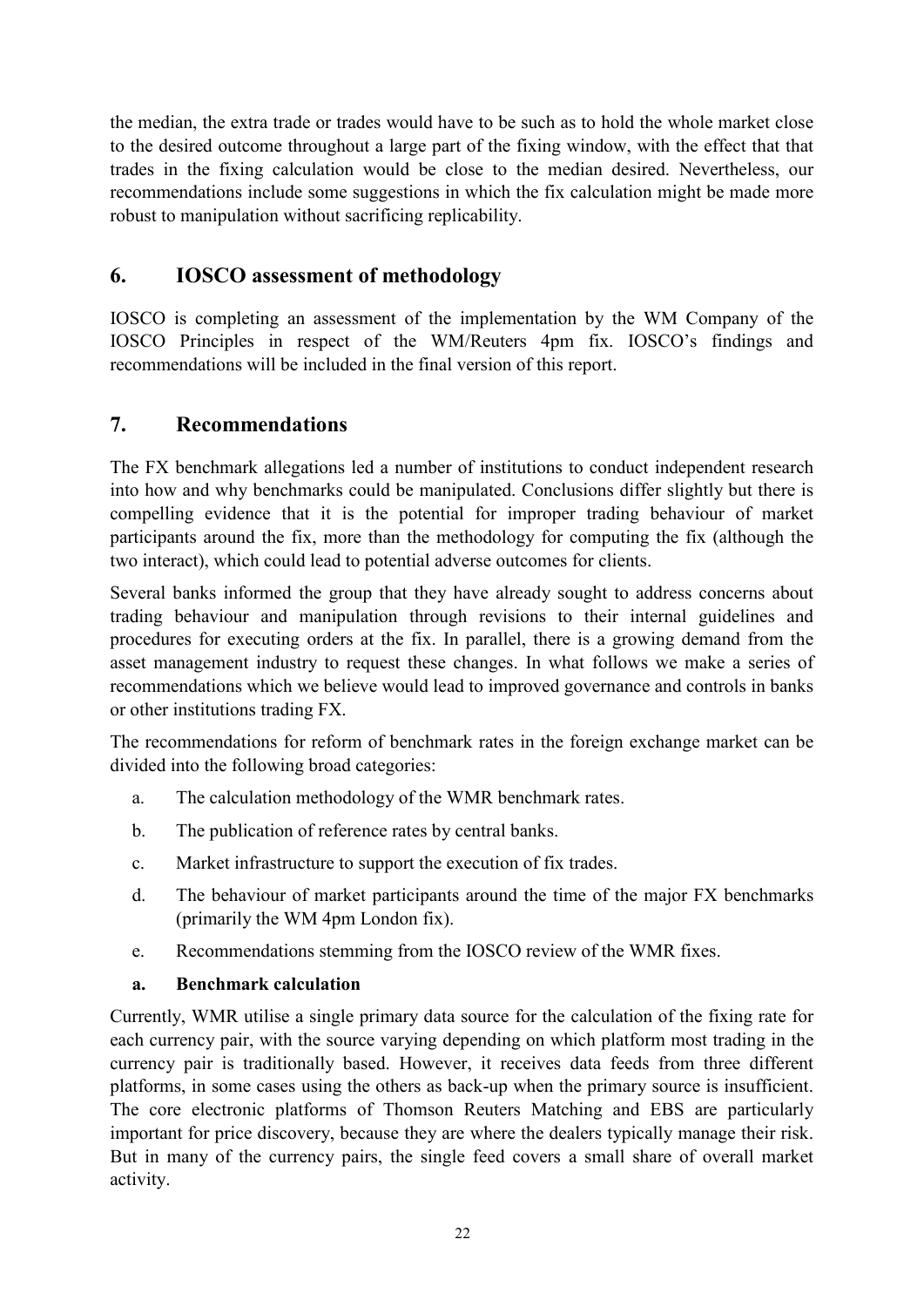the median, the extra trade or trades would have to be such as to hold the whole market close to the desired outcome throughout a large part of the fixing window, with the effect that that trades in the fixing calculation would be close to the median desired. Nevertheless, our recommendations include some suggestions in which the fix calculation might be made more robust to manipulation without sacrificing replicability.

## 6. IOSCO assessment of methodology

IOSCO is completing an assessment of the implementation by the WM Company of the IOSCO Principles in respect of the WM/Reuters 4pm fix. IOSCO's findings and recommendations will be included in the final version of this report.

## 7. Recommendations

The FX benchmark allegations led a number of institutions to conduct independent research into how and why benchmarks could be manipulated. Conclusions differ slightly but there is compelling evidence that it is the potential for improper trading behaviour of market participants around the fix, more than the methodology for computing the fix (although the two interact), which could lead to potential adverse outcomes for clients.

Several banks informed the group that they have already sought to address concerns about trading behaviour and manipulation through revisions to their internal guidelines and procedures for executing orders at the fix. In parallel, there is a growing demand from the asset management industry to request these changes. In what follows we make a series of recommendations which we believe would lead to improved governance and controls in banks or other institutions trading FX.

The recommendations for reform of benchmark rates in the foreign exchange market can be divided into the following broad categories:

a. The calculation methodology of the WMR benchmark rates.

b. The publication of reference rates by central banks.

c. Market infrastructure to support the execution of fix trades.

d. The behaviour of market participants around the time of the major FX benchmarks (primarily the WM 4pm London fix).

e. Recommendations stemming from the IOSCO review of the WMR fixes.

### a. Benchmark calculation

Currently, WMR utilise a single primary data source for the calculation of the fixing rate for each currency pair, with the source varying depending on which platform most trading in the currency pair is traditionally based. However, it receives data feeds from three different platforms, in some cases using the others as back-up when the primary source is insufficient. The core electronic platforms of Thomson Reuters Matching and EBS are particularly important for price discovery, because they are where the dealers typically manage their risk. But in many of the currency pairs, the single feed covers a small share of overall market activity.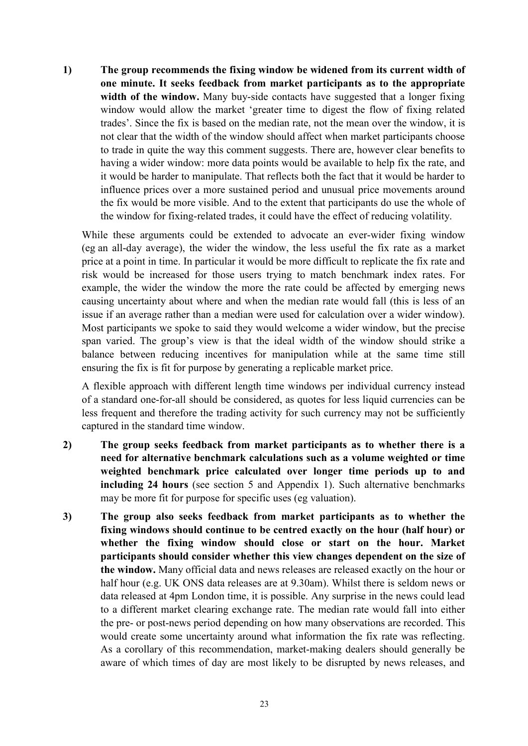1) **The group recommends the fixing window be widened from its current width of one minute. It seeks feedback from market participants as to the appropriate width of the window.** Many buy-side contacts have suggested that a longer fixing window would allow the market 'greater time to digest the flow of fixing related trades'. Since the fix is based on the median rate, not the mean over the window, it is not clear that the width of the window should affect when market participants choose to trade in quite the way this comment suggests. There are, however clear benefits to having a wider window: more data points would be available to help fix the rate, and it would be harder to manipulate. That reflects both the fact that it would be harder to influence prices over a more sustained period and unusual price movements around the fix would be more visible. And to the extent that participants do use the whole of the window for fixing-related trades, it could have the effect of reducing volatility.

   While these arguments could be extended to advocate an ever-wider fixing window (eg an all-day average), the wider the window, the less useful the fix rate as a market price at a point in time. In particular it would be more difficult to replicate the fix rate and risk would be increased for those users trying to match benchmark index rates. For example, the wider the window the more the rate could be affected by emerging news causing uncertainty about where and when the median rate would fall (this is less of an issue if an average rather than a median were used for calculation over a wider window). Most participants we spoke to said they would welcome a wider window, but the precise span varied. The group's view is that the ideal width of the window should strike a balance between reducing incentives for manipulation while at the same time still ensuring the fix is fit for purpose by generating a replicable market price.

   A flexible approach with different length time windows per individual currency instead of a standard one-for-all should be considered, as quotes for less liquid currencies can be less frequent and therefore the trading activity for such currency may not be sufficiently captured in the standard time window.

2) **The group seeks feedback from market participants as to whether there is a need for alternative benchmark calculations such as a volume weighted or time weighted benchmark price calculated over longer time periods up to and including 24 hours** (see section 5 and Appendix 1). Such alternative benchmarks may be more fit for purpose for specific uses (eg valuation).

3) **The group also seeks feedback from market participants as to whether the fixing windows should continue to be centred exactly on the hour (half hour) or whether the fixing window should close or start on the hour. Market participants should consider whether this view changes dependent on the size of the window.** Many official data and news releases are released exactly on the hour or half hour (e.g. UK ONS data releases are at 9.30am). Whilst there is seldom news or data released at 4pm London time, it is possible. Any surprise in the news could lead to a different market clearing exchange rate. The median rate would fall into either the pre- or post-news period depending on how many observations are recorded. This would create some uncertainty around what information the fix rate was reflecting. As a corollary of this recommendation, market-making dealers should generally be aware of which times of day are most likely to be disrupted by news releases, and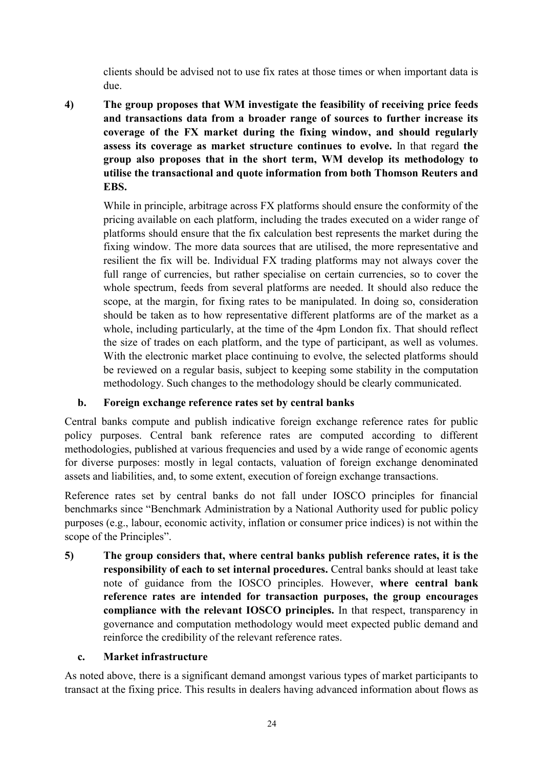clients should be advised not to use fix rates at those times or when important data is due.

4) **The group proposes that WM investigate the feasibility of receiving price feeds and transactions data from a broader range of sources to further increase its coverage of the FX market during the fixing window, and should regularly assess its coverage as market structure continues to evolve.** In that regard **the group also proposes that in the short term, WM develop its methodology to utilise the transactional and quote information from both Thomson Reuters and EBS.**

While in principle, arbitrage across FX platforms should ensure the conformity of the pricing available on each platform, including the trades executed on a wider range of platforms should ensure that the fix calculation best represents the market during the fixing window. The more data sources that are utilised, the more representative and resilient the fix will be. Individual FX trading platforms may not always cover the full range of currencies, but rather specialise on certain currencies, so to cover the whole spectrum, feeds from several platforms are needed. It should also reduce the scope, at the margin, for fixing rates to be manipulated. In doing so, consideration should be taken as to how representative different platforms are of the market as a whole, including particularly, at the time of the 4pm London fix. That should reflect the size of trades on each platform, and the type of participant, as well as volumes. With the electronic market place continuing to evolve, the selected platforms should be reviewed on a regular basis, subject to keeping some stability in the computation methodology. Such changes to the methodology should be clearly communicated.

### b. Foreign exchange reference rates set by central banks

Central banks compute and publish indicative foreign exchange reference rates for public policy purposes. Central bank reference rates are computed according to different methodologies, published at various frequencies and used by a wide range of economic agents for diverse purposes: mostly in legal contacts, valuation of foreign exchange denominated assets and liabilities, and, to some extent, execution of foreign exchange transactions.

Reference rates set by central banks do not fall under IOSCO principles for financial benchmarks since "Benchmark Administration by a National Authority used for public policy purposes (e.g., labour, economic activity, inflation or consumer price indices) is not within the scope of the Principles".

5) **The group considers that, where central banks publish reference rates, it is the responsibility of each to set internal procedures.** Central banks should at least take note of guidance from the IOSCO principles. However, **where central bank reference rates are intended for transaction purposes, the group encourages compliance with the relevant IOSCO principles.** In that respect, transparency in governance and computation methodology would meet expected public demand and reinforce the credibility of the relevant reference rates.

### c. Market infrastructure

As noted above, there is a significant demand amongst various types of market participants to transact at the fixing price. This results in dealers having advanced information about flows as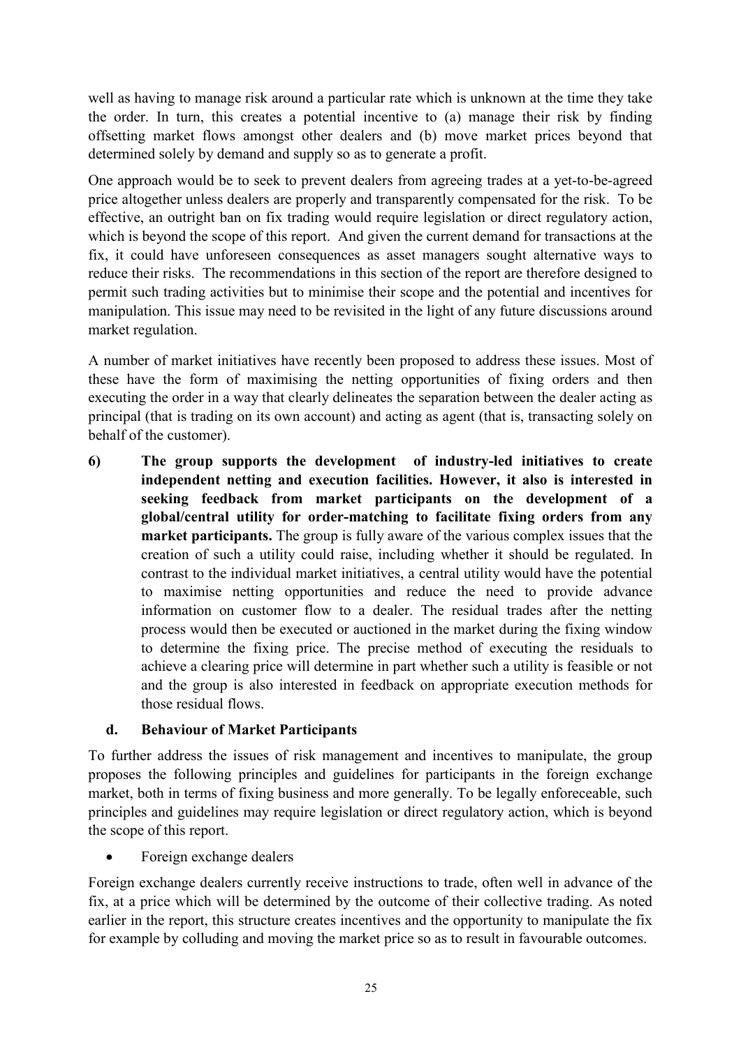well as having to manage risk around a particular rate which is unknown at the time they take the order. In turn, this creates a potential incentive to (a) manage their risk by finding offsetting market flows amongst other dealers and (b) move market prices beyond that determined solely by demand and supply so as to generate a profit.

One approach would be to seek to prevent dealers from agreeing trades at a yet-to-be-agreed price altogether unless dealers are properly and transparently compensated for the risk. To be effective, an outright ban on fix trading would require legislation or direct regulatory action, which is beyond the scope of this report. And given the current demand for transactions at the fix, it could have unforeseen consequences as asset managers sought alternative ways to reduce their risks. The recommendations in this section of the report are therefore designed to permit such trading activities but to minimise their scope and the potential and incentives for manipulation. This issue may need to be revisited in the light of any future discussions around market regulation.

A number of market initiatives have recently been proposed to address these issues. Most of these have the form of maximising the netting opportunities of fixing orders and then executing the order in a way that clearly delineates the separation between the dealer acting as principal (that is trading on its own account) and acting as agent (that is, transacting solely on behalf of the customer).

6) **The group supports the development of industry-led initiatives to create independent netting and execution facilities. However, it also is interested in seeking feedback from market participants on the development of a global/central utility for order-matching to facilitate fixing orders from any market participants.** The group is fully aware of the various complex issues that the creation of such a utility could raise, including whether it should be regulated. In contrast to the individual market initiatives, a central utility would have the potential to maximise netting opportunities and reduce the need to provide advance information on customer flow to a dealer. The residual trades after the netting process would then be executed or auctioned in the market during the fixing window to determine the fixing price. The precise method of executing the residuals to achieve a clearing price will determine in part whether such a utility is feasible or not and the group is also interested in feedback on appropriate execution methods for those residual flows.

### d. Behaviour of Market Participants

To further address the issues of risk management and incentives to manipulate, the group proposes the following principles and guidelines for participants in the foreign exchange market, both in terms of fixing business and more generally. To be legally enforeceable, such principles and guidelines may require legislation or direct regulatory action, which is beyond the scope of this report.

- Foreign exchange dealers

Foreign exchange dealers currently receive instructions to trade, often well in advance of the fix, at a price which will be determined by the outcome of their collective trading. As noted earlier in the report, this structure creates incentives and the opportunity to manipulate the fix for example by colluding and moving the market price so as to result in favourable outcomes.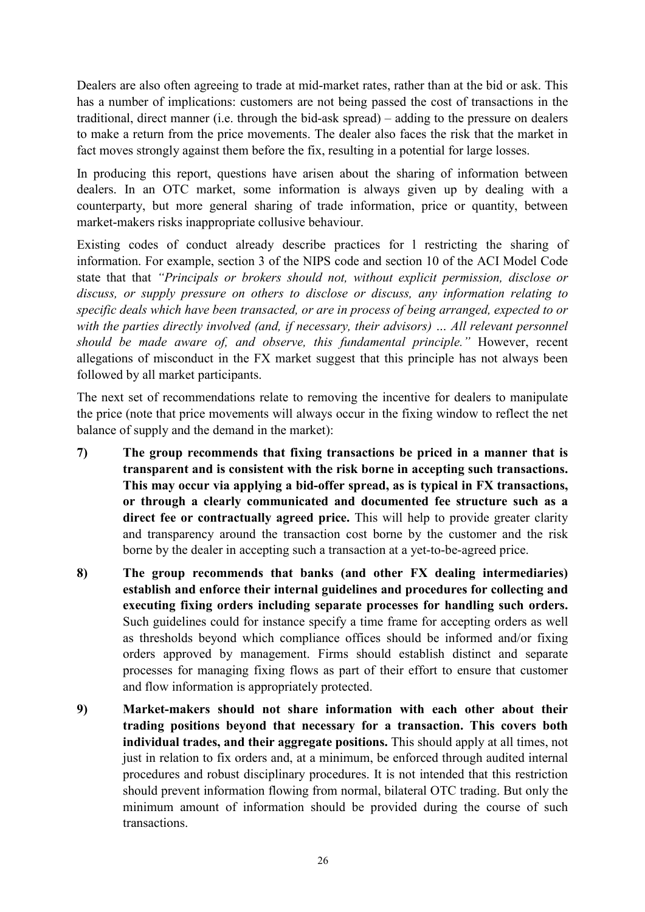Dealers are also often agreeing to trade at mid-market rates, rather than at the bid or ask. This has a number of implications: customers are not being passed the cost of transactions in the traditional, direct manner (i.e. through the bid-ask spread) – adding to the pressure on dealers to make a return from the price movements. The dealer also faces the risk that the market in fact moves strongly against them before the fix, resulting in a potential for large losses.

In producing this report, questions have arisen about the sharing of information between dealers. In an OTC market, some information is always given up by dealing with a counterparty, but more general sharing of trade information, price or quantity, between market-makers risks inappropriate collusive behaviour.

Existing codes of conduct already describe practices for l restricting the sharing of information. For example, section 3 of the NIPS code and section 10 of the ACI Model Code state that that *"Principals or brokers should not, without explicit permission, disclose or discuss, or supply pressure on others to disclose or discuss, any information relating to specific deals which have been transacted, or are in process of being arranged, expected to or with the parties directly involved (and, if necessary, their advisors) … All relevant personnel should be made aware of, and observe, this fundamental principle."* However, recent allegations of misconduct in the FX market suggest that this principle has not always been followed by all market participants.

The next set of recommendations relate to removing the incentive for dealers to manipulate the price (note that price movements will always occur in the fixing window to reflect the net balance of supply and the demand in the market):

7) **The group recommends that fixing transactions be priced in a manner that is transparent and is consistent with the risk borne in accepting such transactions. This may occur via applying a bid-offer spread, as is typical in FX transactions, or through a clearly communicated and documented fee structure such as a direct fee or contractually agreed price.** This will help to provide greater clarity and transparency around the transaction cost borne by the customer and the risk borne by the dealer in accepting such a transaction at a yet-to-be-agreed price.

8) **The group recommends that banks (and other FX dealing intermediaries) establish and enforce their internal guidelines and procedures for collecting and executing fixing orders including separate processes for handling such orders.** Such guidelines could for instance specify a time frame for accepting orders as well as thresholds beyond which compliance offices should be informed and/or fixing orders approved by management. Firms should establish distinct and separate processes for managing fixing flows as part of their effort to ensure that customer and flow information is appropriately protected.

9) **Market-makers should not share information with each other about their trading positions beyond that necessary for a transaction. This covers both individual trades, and their aggregate positions.** This should apply at all times, not just in relation to fix orders and, at a minimum, be enforced through audited internal procedures and robust disciplinary procedures. It is not intended that this restriction should prevent information flowing from normal, bilateral OTC trading. But only the minimum amount of information should be provided during the course of such transactions.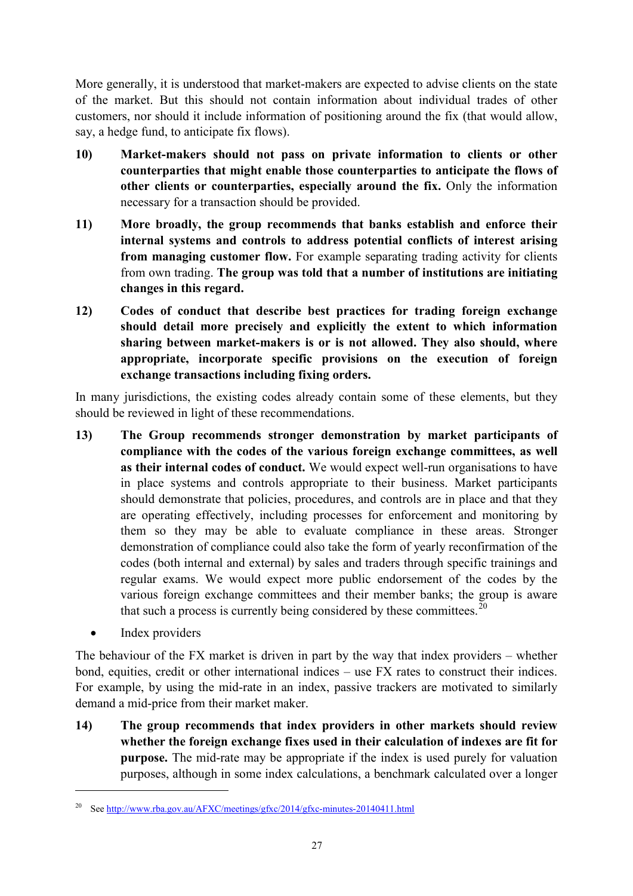More generally, it is understood that market-makers are expected to advise clients on the state of the market. But this should not contain information about individual trades of other customers, nor should it include information of positioning around the fix (that would allow, say, a hedge fund, to anticipate fix flows).

10) **Market-makers should not pass on private information to clients or other counterparties that might enable those counterparties to anticipate the flows of other clients or counterparties, especially around the fix.** Only the information necessary for a transaction should be provided.

11) **More broadly, the group recommends that banks establish and enforce their internal systems and controls to address potential conflicts of interest arising from managing customer flow.** For example separating trading activity for clients from own trading. **The group was told that a number of institutions are initiating changes in this regard.**

12) **Codes of conduct that describe best practices for trading foreign exchange should detail more precisely and explicitly the extent to which information sharing between market-makers is or is not allowed. They also should, where appropriate, incorporate specific provisions on the execution of foreign exchange transactions including fixing orders.**

In many jurisdictions, the existing codes already contain some of these elements, but they should be reviewed in light of these recommendations.

13) **The Group recommends stronger demonstration by market participants of compliance with the codes of the various foreign exchange committees, as well as their internal codes of conduct.** We would expect well-run organisations to have in place systems and controls appropriate to their business. Market participants should demonstrate that policies, procedures, and controls are in place and that they are operating effectively, including processes for enforcement and monitoring by them so they may be able to evaluate compliance in these areas. Stronger demonstration of compliance could also take the form of yearly reconfirmation of the codes (both internal and external) by sales and traders through specific trainings and regular exams. We would expect more public endorsement of the codes by the various foreign exchange committees and their member banks; the group is aware that such a process is currently being considered by these committees.[20]

- Index providers

The behaviour of the FX market is driven in part by the way that index providers – whether bond, equities, credit or other international indices – use FX rates to construct their indices. For example, by using the mid-rate in an index, passive trackers are motivated to similarly demand a mid-price from their market maker.

14) **The group recommends that index providers in other markets should review whether the foreign exchange fixes used in their calculation of indexes are fit for purpose.** The mid-rate may be appropriate if the index is used purely for valuation purposes, although in some index calculations, a benchmark calculated over a longer

[20] See http://www.rba.gov.au/AFXC/meetings/gfxc/2014/gfxc-minutes-20140411.html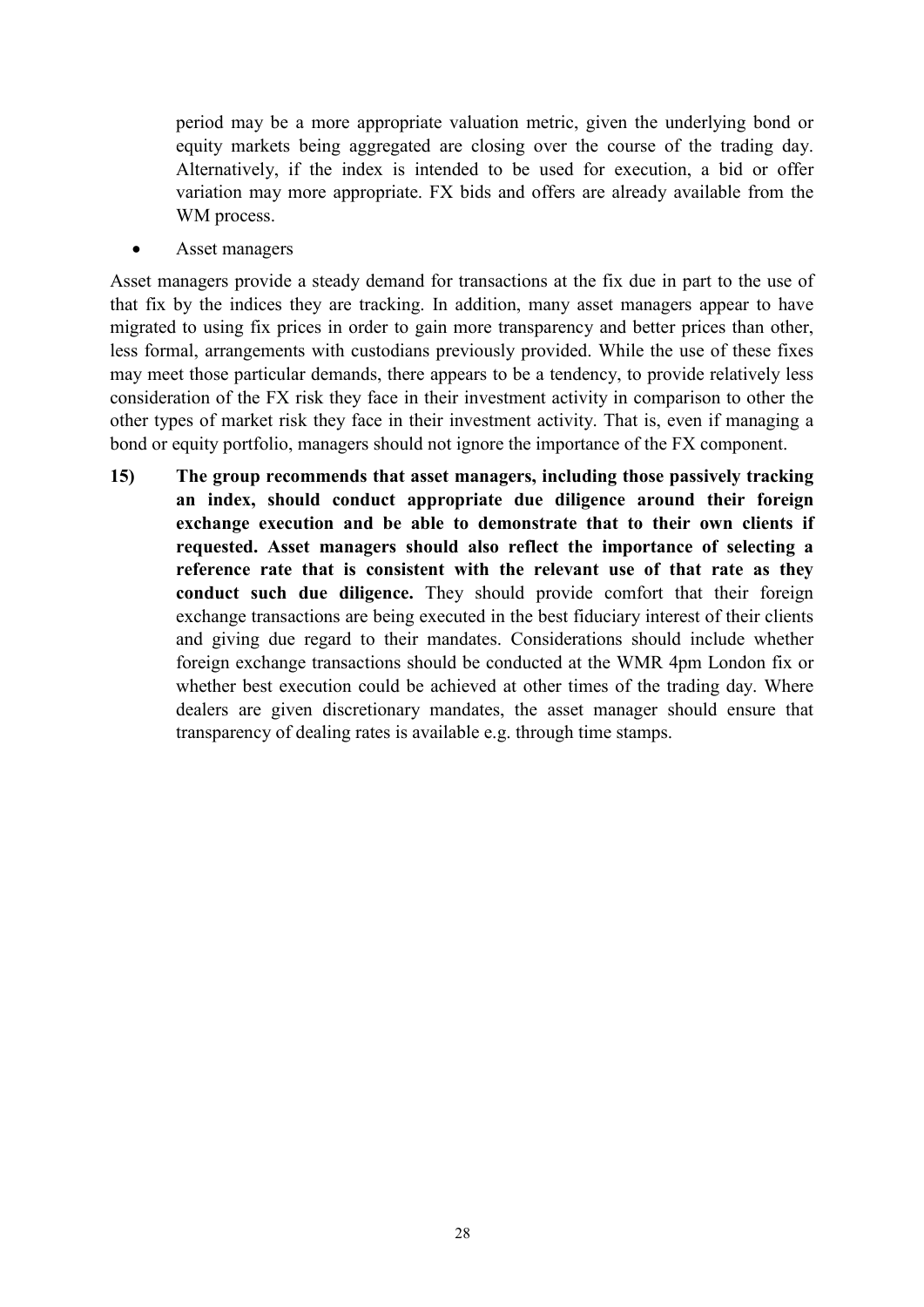period may be a more appropriate valuation metric, given the underlying bond or equity markets being aggregated are closing over the course of the trading day. Alternatively, if the index is intended to be used for execution, a bid or offer variation may more appropriate. FX bids and offers are already available from the WM process.

- Asset managers

Asset managers provide a steady demand for transactions at the fix due in part to the use of that fix by the indices they are tracking. In addition, many asset managers appear to have migrated to using fix prices in order to gain more transparency and better prices than other, less formal, arrangements with custodians previously provided. While the use of these fixes may meet those particular demands, there appears to be a tendency, to provide relatively less consideration of the FX risk they face in their investment activity in comparison to other the other types of market risk they face in their investment activity. That is, even if managing a bond or equity portfolio, managers should not ignore the importance of the FX component.

15) **The group recommends that asset managers, including those passively tracking an index, should conduct appropriate due diligence around their foreign exchange execution and be able to demonstrate that to their own clients if requested. Asset managers should also reflect the importance of selecting a reference rate that is consistent with the relevant use of that rate as they conduct such due diligence.** They should provide comfort that their foreign exchange transactions are being executed in the best fiduciary interest of their clients and giving due regard to their mandates. Considerations should include whether foreign exchange transactions should be conducted at the WMR 4pm London fix or whether best execution could be achieved at other times of the trading day. Where dealers are given discretionary mandates, the asset manager should ensure that transparency of dealing rates is available e.g. through time stamps.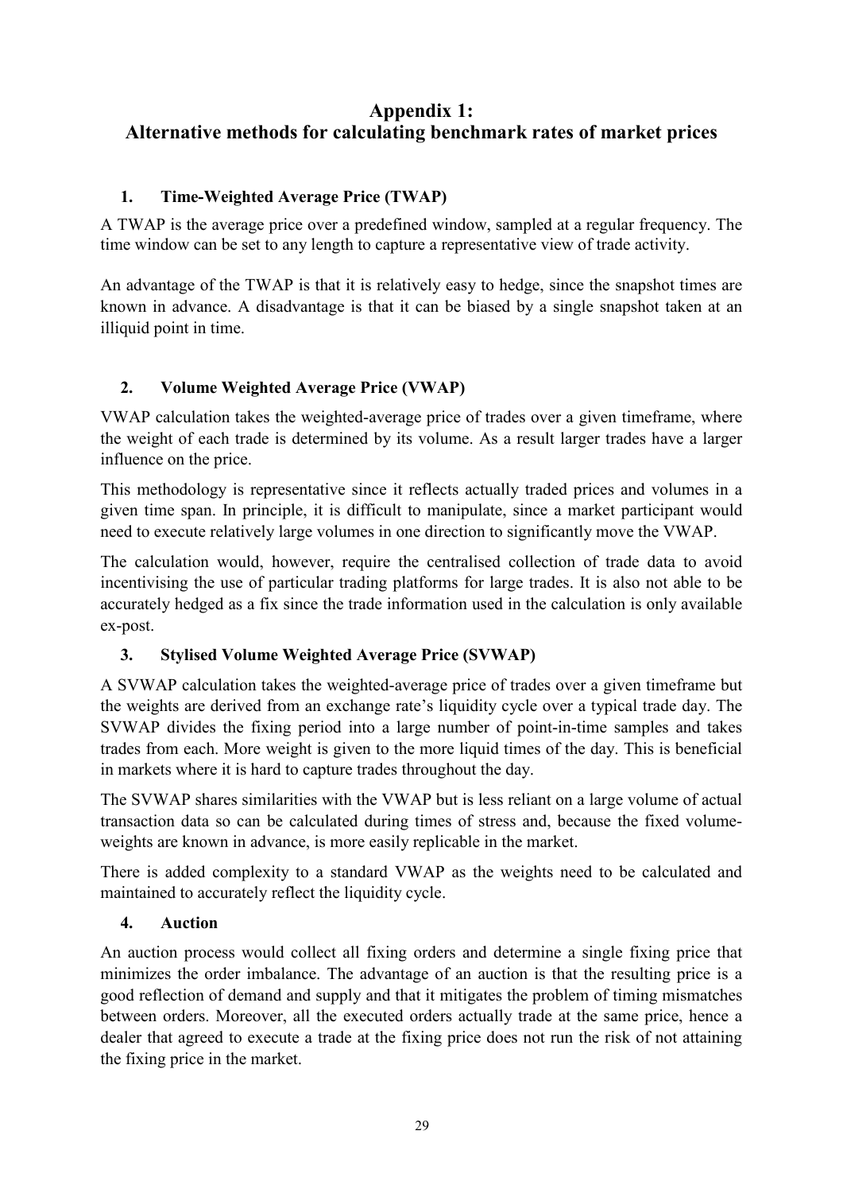# Appendix 1: Alternative methods for calculating benchmark rates of market prices

## 1. Time-Weighted Average Price (TWAP)

A TWAP is the average price over a predefined window, sampled at a regular frequency. The time window can be set to any length to capture a representative view of trade activity.

An advantage of the TWAP is that it is relatively easy to hedge, since the snapshot times are known in advance. A disadvantage is that it can be biased by a single snapshot taken at an illiquid point in time.

## 2. Volume Weighted Average Price (VWAP)

VWAP calculation takes the weighted-average price of trades over a given timeframe, where the weight of each trade is determined by its volume. As a result larger trades have a larger influence on the price.

This methodology is representative since it reflects actually traded prices and volumes in a given time span. In principle, it is difficult to manipulate, since a market participant would need to execute relatively large volumes in one direction to significantly move the VWAP.

The calculation would, however, require the centralised collection of trade data to avoid incentivising the use of particular trading platforms for large trades. It is also not able to be accurately hedged as a fix since the trade information used in the calculation is only available ex-post.

## 3. Stylised Volume Weighted Average Price (SVWAP)

A SVWAP calculation takes the weighted-average price of trades over a given timeframe but the weights are derived from an exchange rate's liquidity cycle over a typical trade day. The SVWAP divides the fixing period into a large number of point-in-time samples and takes trades from each. More weight is given to the more liquid times of the day. This is beneficial in markets where it is hard to capture trades throughout the day.

The SVWAP shares similarities with the VWAP but is less reliant on a large volume of actual transaction data so can be calculated during times of stress and, because the fixed volume-weights are known in advance, is more easily replicable in the market.

There is added complexity to a standard VWAP as the weights need to be calculated and maintained to accurately reflect the liquidity cycle.

## 4. Auction

An auction process would collect all fixing orders and determine a single fixing price that minimizes the order imbalance. The advantage of an auction is that the resulting price is a good reflection of demand and supply and that it mitigates the problem of timing mismatches between orders. Moreover, all the executed orders actually trade at the same price, hence a dealer that agreed to execute a trade at the fixing price does not run the risk of not attaining the fixing price in the market.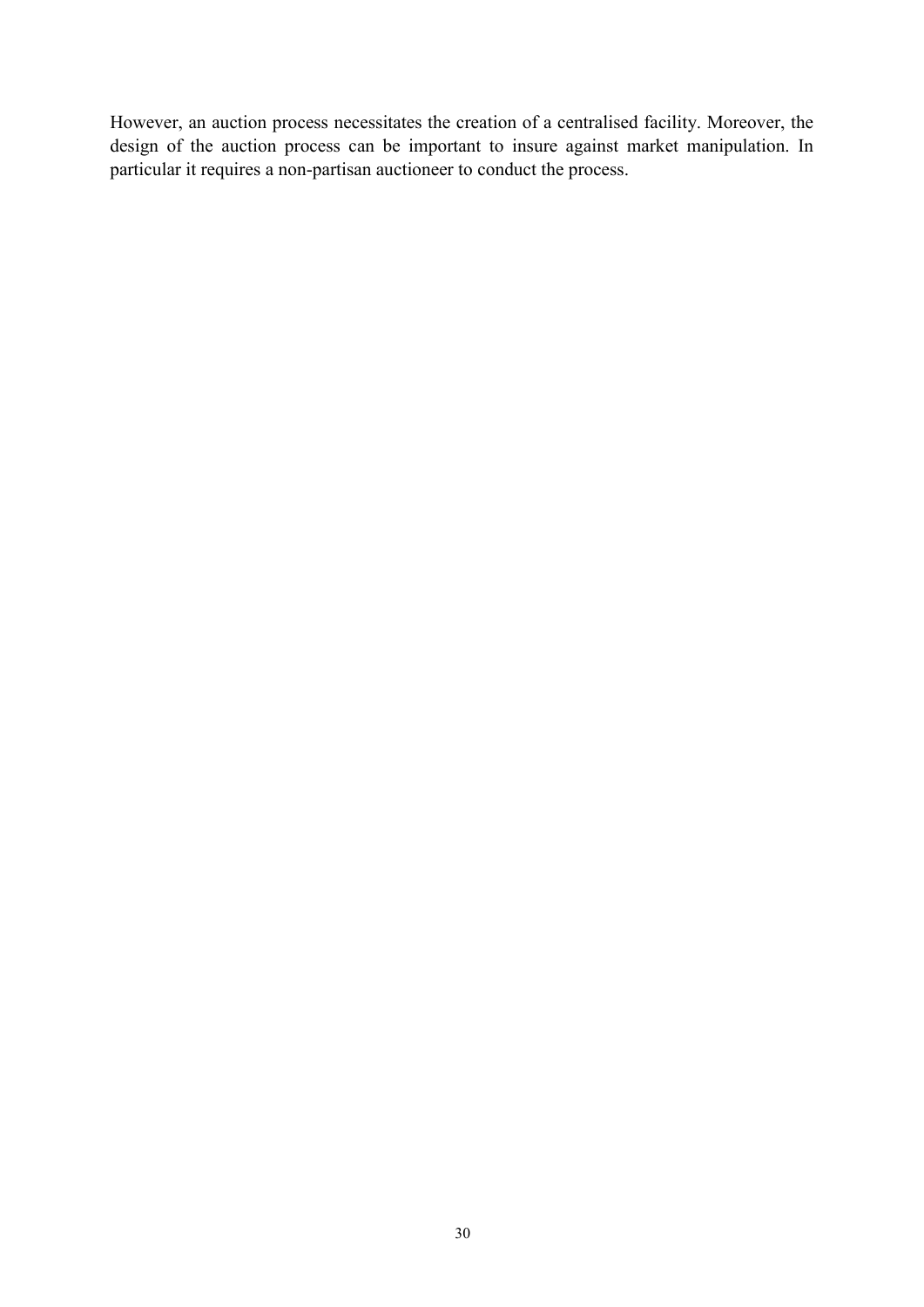However, an auction process necessitates the creation of a centralised facility. Moreover, the design of the auction process can be important to insure against market manipulation. In particular it requires a non-partisan auctioneer to conduct the process.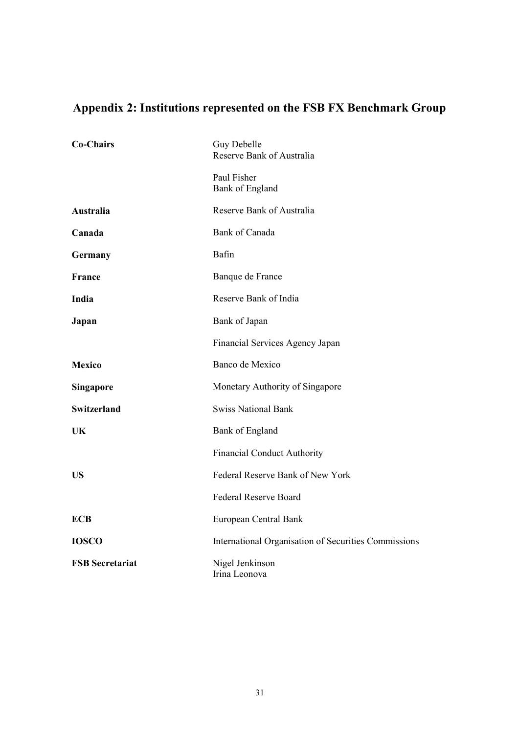## Appendix 2: Institutions represented on the FSB FX Benchmark Group

| | |
|---|---|
| **Co-Chairs** | Guy Debelle<br>Reserve Bank of Australia |
| | Paul Fisher<br>Bank of England |
| **Australia** | Reserve Bank of Australia |
| **Canada** | Bank of Canada |
| **Germany** | Bafin |
| **France** | Banque de France |
| **India** | Reserve Bank of India |
| **Japan** | Bank of Japan |
| | Financial Services Agency Japan |
| **Mexico** | Banco de Mexico |
| **Singapore** | Monetary Authority of Singapore |
| **Switzerland** | Swiss National Bank |
| **UK** | Bank of England |
| | Financial Conduct Authority |
| **US** | Federal Reserve Bank of New York |
| | Federal Reserve Board |
| **ECB** | European Central Bank |
| **IOSCO** | International Organisation of Securities Commissions |
| **FSB Secretariat** | Nigel Jenkinson<br>Irina Leonova |